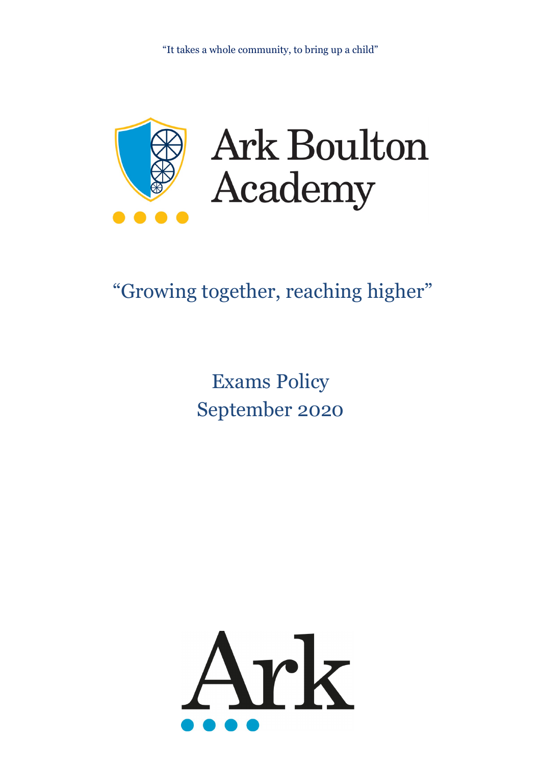"It takes a whole community, to bring up a child"

Ark Boulton Academy

"Growing together, reaching higher"

# Exams Policy
September 2020

Ark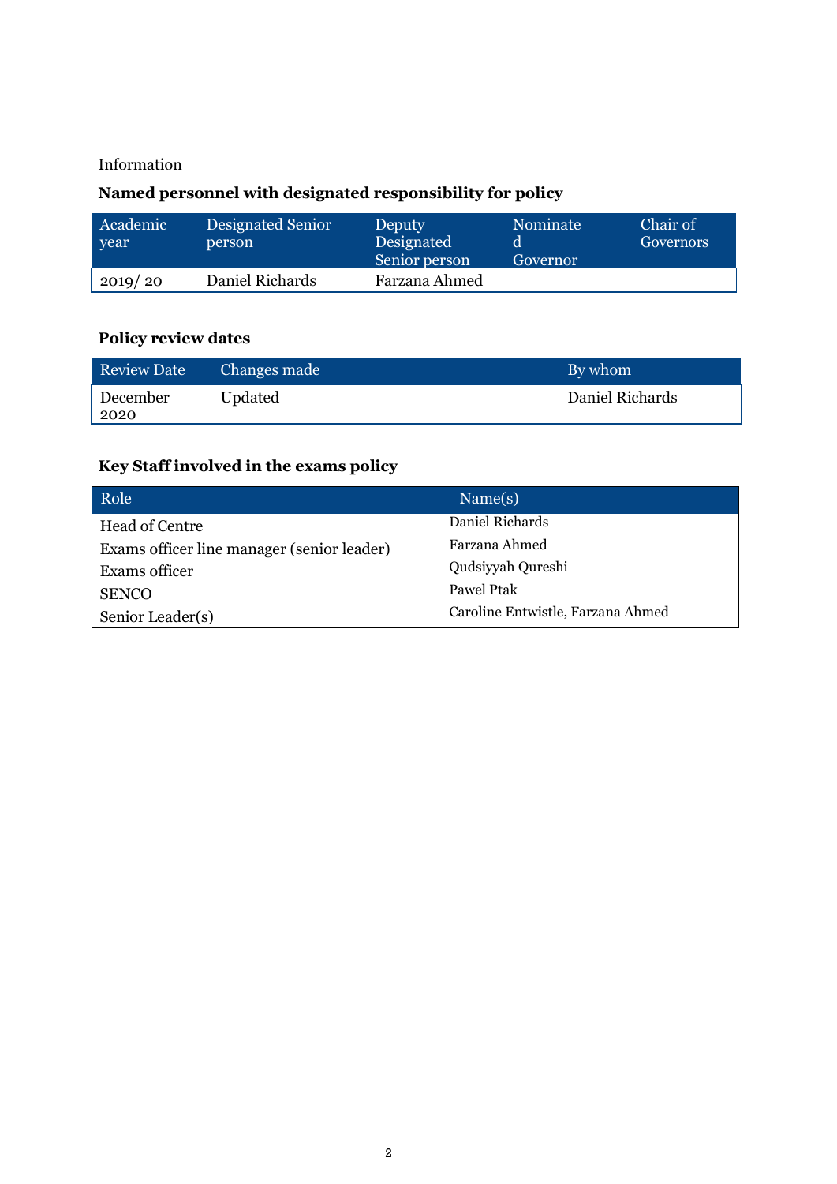Information

**Named personnel with designated responsibility for policy**

| Academic year | Designated Senior person | Deputy Designated Senior person | Nominated Governor | Chair of Governors |
|---|---|---|---|---|
| 2019/ 20 | Daniel Richards | Farzana Ahmed | | |

**Policy review dates**

| Review Date | Changes made | By whom |
|---|---|---|
| December 2020 | Updated | Daniel Richards |

**Key Staff involved in the exams policy**

| Role | Name(s) |
|---|---|
| Head of Centre | Daniel Richards |
| Exams officer line manager (senior leader) | Farzana Ahmed |
| Exams officer | Qudsiyyah Qureshi |
| SENCO | Pawel Ptak |
| Senior Leader(s) | Caroline Entwistle, Farzana Ahmed |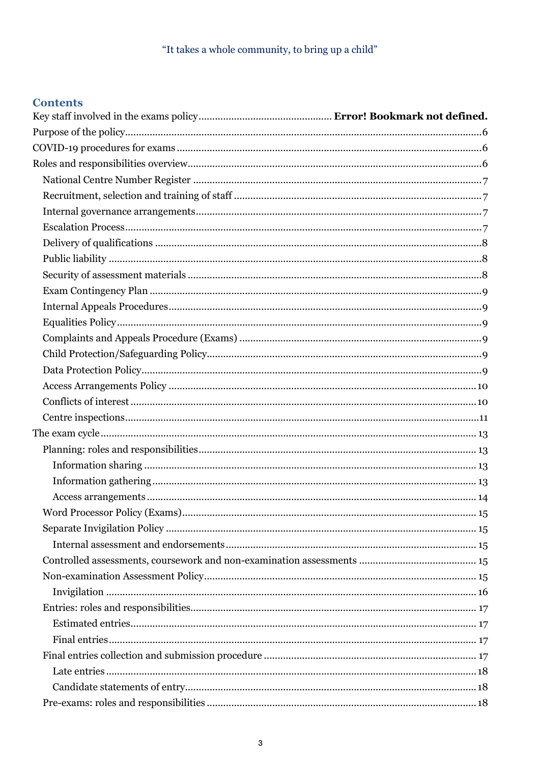"It takes a whole community, to bring up a child"

## Contents

Key staff involved in the exams policy................................................ **Error! Bookmark not defined.**
Purpose of the policy.................................................................................................................6
COVID-19 procedures for exams ..............................................................................................6
Roles and responsibilities overview..........................................................................................6
  National Centre Number Register ........................................................................................7
  Recruitment, selection and training of staff ..........................................................................7
  Internal governance arrangements........................................................................................7
  Escalation Process .................................................................................................................7
  Delivery of qualifications ......................................................................................................8
  Public liability .......................................................................................................................8
  Security of assessment materials ...........................................................................................8
  Exam Contingency Plan .........................................................................................................9
  Internal Appeals Procedures.................................................................................................9
  Equalities Policy....................................................................................................................9
  Complaints and Appeals Procedure (Exams) ........................................................................9
  Child Protection/Safeguarding Policy....................................................................................9
  Data Protection Policy...........................................................................................................9
  Access Arrangements Policy ...............................................................................................10
  Conflicts of interest .............................................................................................................10
  Centre inspections................................................................................................................11
The exam cycle .......................................................................................................................13
  Planning: roles and responsibilities.....................................................................................13
    Information sharing .........................................................................................................13
    Information gathering......................................................................................................13
    Access arrangements .......................................................................................................14
  Word Processor Policy (Exams)...........................................................................................15
  Separate Invigilation Policy .................................................................................................15
    Internal assessment and endorsements...........................................................................15
  Controlled assessments, coursework and non-examination assessments ...........................15
  Non-examination Assessment Policy...................................................................................15
    Invigilation ......................................................................................................................16
  Entries: roles and responsibilities........................................................................................17
    Estimated entries.............................................................................................................17
    Final entries.....................................................................................................................17
  Final entries collection and submission procedure .............................................................17
    Late entries......................................................................................................................18
    Candidate statements of entry..........................................................................................18
  Pre-exams: roles and responsibilities ..................................................................................18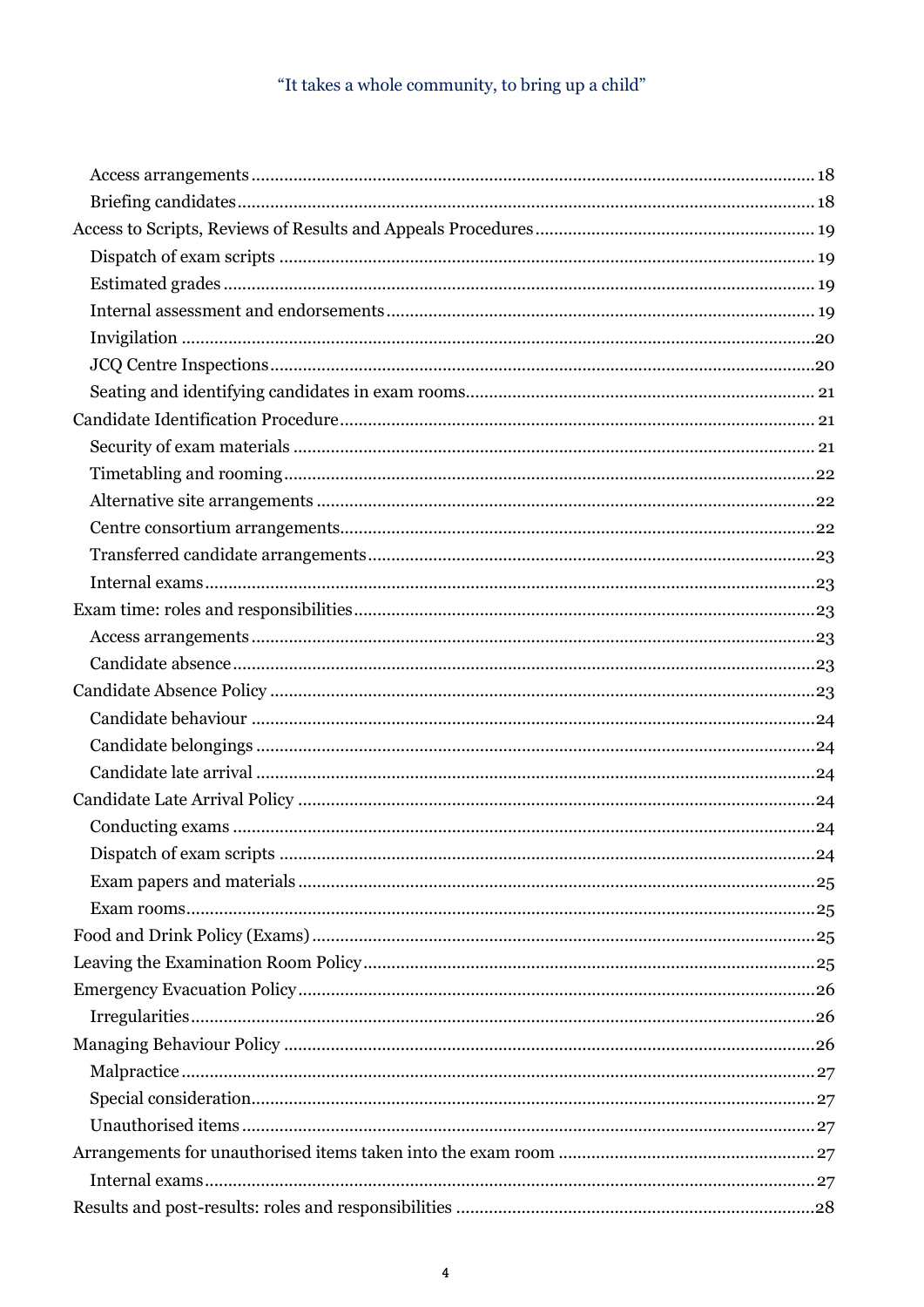Access arrangements ........................................................................................................ 18
Briefing candidates ........................................................................................................... 18
Access to Scripts, Reviews of Results and Appeals Procedures ............................................. 19
Dispatch of exam scripts .................................................................................................. 19
Estimated grades .............................................................................................................. 19
Internal assessment and endorsements ............................................................................ 19
Invigilation ........................................................................................................................ 20
JCQ Centre Inspections .................................................................................................... 20
Seating and identifying candidates in exam rooms ........................................................... 21
Candidate Identification Procedure ....................................................................................... 21
Security of exam materials ................................................................................................ 21
Timetabling and rooming .................................................................................................. 22
Alternative site arrangements ........................................................................................... 22
Centre consortium arrangements ...................................................................................... 22
Transferred candidate arrangements ................................................................................. 23
Internal exams ................................................................................................................... 23
Exam time: roles and responsibilities .................................................................................... 23
Access arrangements ........................................................................................................ 23
Candidate absence ............................................................................................................ 23
Candidate Absence Policy .................................................................................................... 23
Candidate behaviour ......................................................................................................... 24
Candidate belongings ....................................................................................................... 24
Candidate late arrival ....................................................................................................... 24
Candidate Late Arrival Policy ............................................................................................... 24
Conducting exams ............................................................................................................ 24
Dispatch of exam scripts .................................................................................................. 24
Exam papers and materials .............................................................................................. 25
Exam rooms ...................................................................................................................... 25
Food and Drink Policy (Exams) ............................................................................................ 25
Leaving the Examination Room Policy .................................................................................. 25
Emergency Evacuation Policy ............................................................................................... 26
Irregularities ..................................................................................................................... 26
Managing Behaviour Policy .................................................................................................. 26
Malpractice ....................................................................................................................... 27
Special consideration ........................................................................................................ 27
Unauthorised items ........................................................................................................... 27
Arrangements for unauthorised items taken into the exam room ........................................ 27
Internal exams ................................................................................................................... 27
Results and post-results: roles and responsibilities ............................................................. 28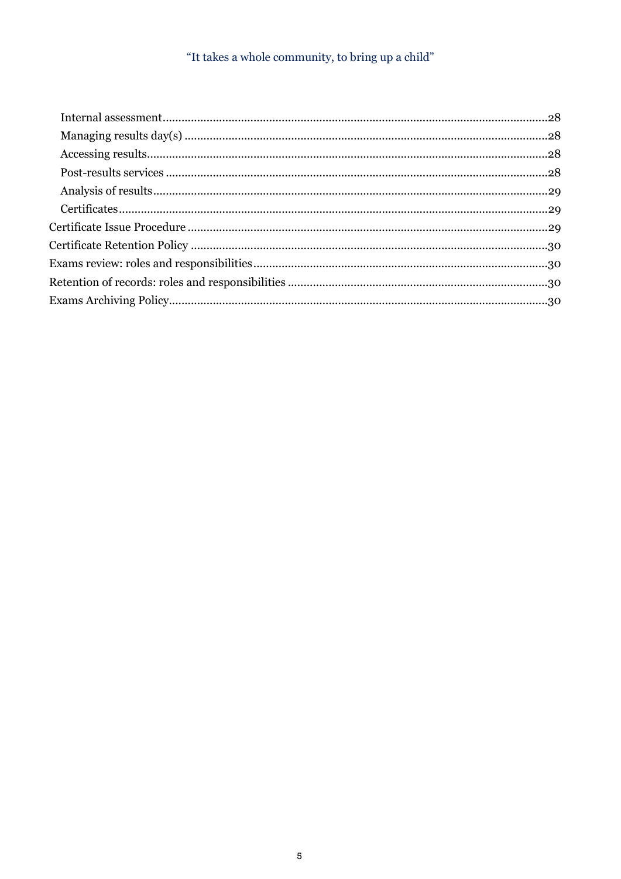- Internal assessment ........ 28
- Managing results day(s) ........ 28
- Accessing results ........ 28
- Post-results services ........ 28
- Analysis of results ........ 29
- Certificates ........ 29

Certificate Issue Procedure ........ 29

Certificate Retention Policy ........ 30

Exams review: roles and responsibilities ........ 30

Retention of records: roles and responsibilities ........ 30

Exams Archiving Policy ........ 30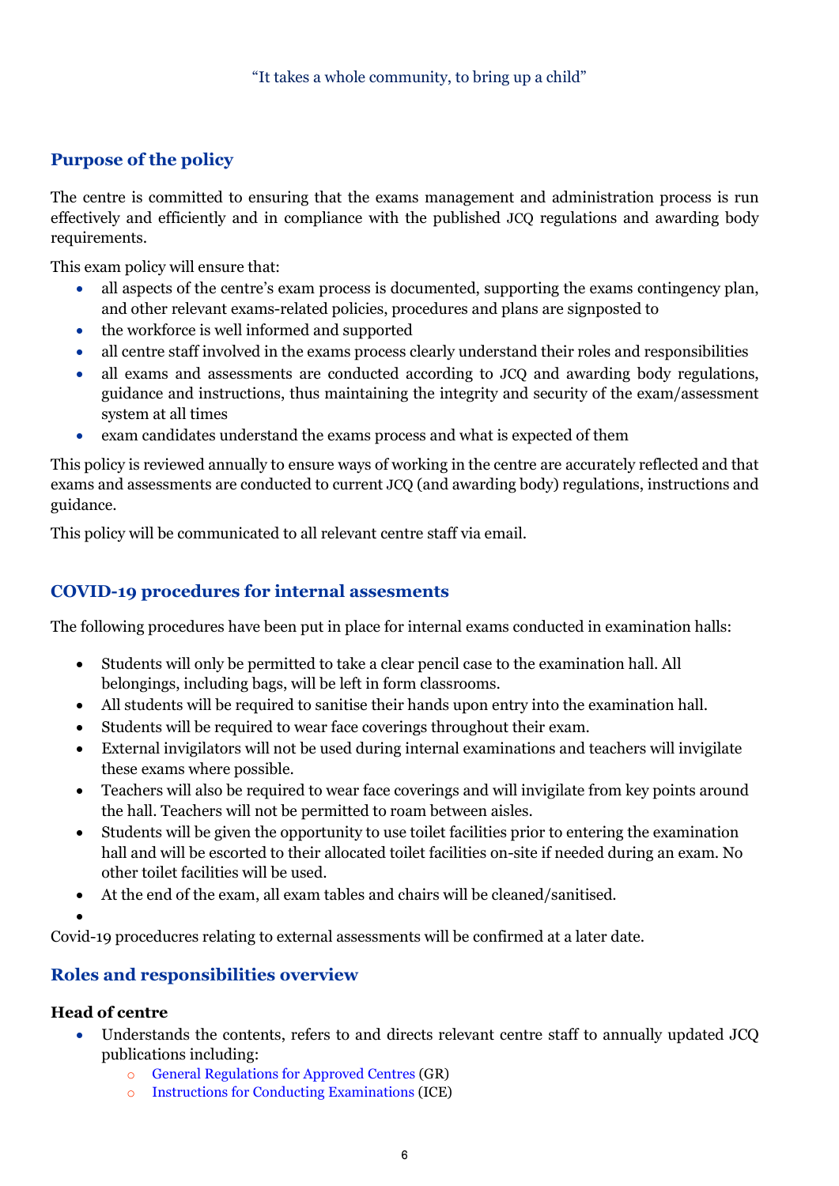"It takes a whole community, to bring up a child"

## Purpose of the policy

The centre is committed to ensuring that the exams management and administration process is run effectively and efficiently and in compliance with the published JCQ regulations and awarding body requirements.

This exam policy will ensure that:

- all aspects of the centre's exam process is documented, supporting the exams contingency plan, and other relevant exams-related policies, procedures and plans are signposted to
- the workforce is well informed and supported
- all centre staff involved in the exams process clearly understand their roles and responsibilities
- all exams and assessments are conducted according to JCQ and awarding body regulations, guidance and instructions, thus maintaining the integrity and security of the exam/assessment system at all times
- exam candidates understand the exams process and what is expected of them

This policy is reviewed annually to ensure ways of working in the centre are accurately reflected and that exams and assessments are conducted to current JCQ (and awarding body) regulations, instructions and guidance.

This policy will be communicated to all relevant centre staff via email.

## COVID-19 procedures for internal assesments

The following procedures have been put in place for internal exams conducted in examination halls:

- Students will only be permitted to take a clear pencil case to the examination hall. All belongings, including bags, will be left in form classrooms.
- All students will be required to sanitise their hands upon entry into the examination hall.
- Students will be required to wear face coverings throughout their exam.
- External invigilators will not be used during internal examinations and teachers will invigilate these exams where possible.
- Teachers will also be required to wear face coverings and will invigilate from key points around the hall. Teachers will not be permitted to roam between aisles.
- Students will be given the opportunity to use toilet facilities prior to entering the examination hall and will be escorted to their allocated toilet facilities on-site if needed during an exam. No other toilet facilities will be used.
- At the end of the exam, all exam tables and chairs will be cleaned/sanitised.

Covid-19 procedicres relating to external assessments will be confirmed at a later date.

## Roles and responsibilities overview

### Head of centre

- Understands the contents, refers to and directs relevant centre staff to annually updated JCQ publications including:
  - General Regulations for Approved Centres (GR)
  - Instructions for Conducting Examinations (ICE)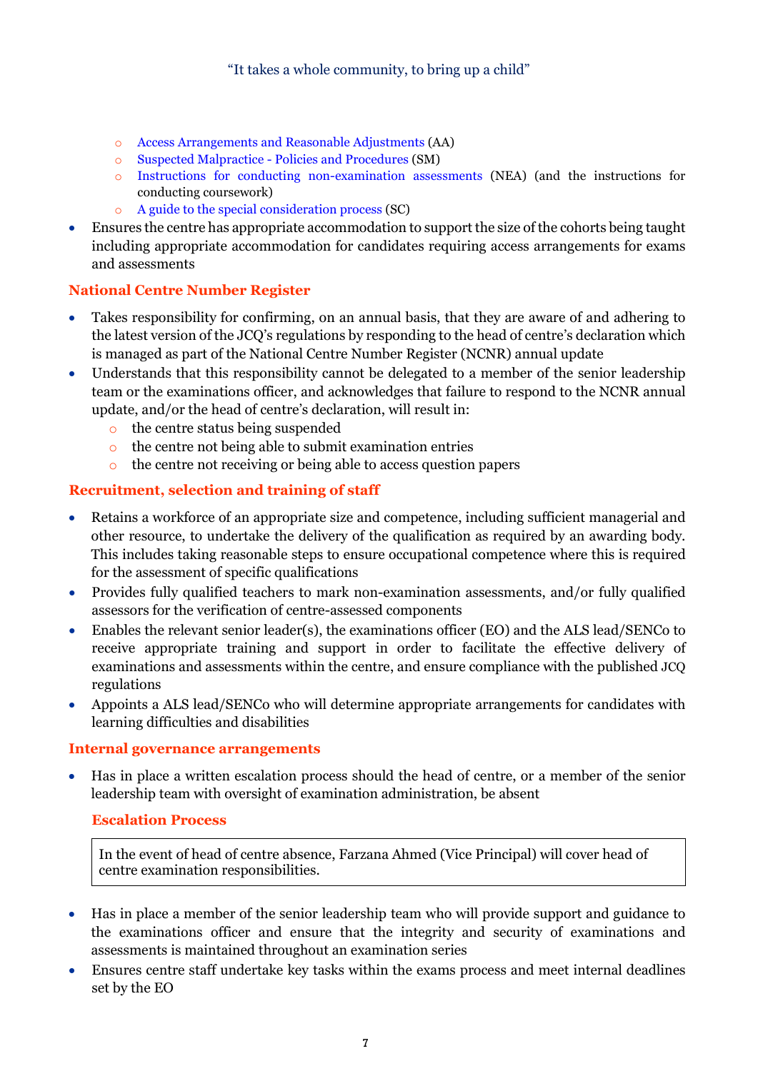- Access Arrangements and Reasonable Adjustments (AA)
    - Suspected Malpractice - Policies and Procedures (SM)
    - Instructions for conducting non-examination assessments (NEA) (and the instructions for conducting coursework)
    - A guide to the special consideration process (SC)
- Ensures the centre has appropriate accommodation to support the size of the cohorts being taught including appropriate accommodation for candidates requiring access arrangements for exams and assessments

## National Centre Number Register

- Takes responsibility for confirming, on an annual basis, that they are aware of and adhering to the latest version of the JCQ's regulations by responding to the head of centre's declaration which is managed as part of the National Centre Number Register (NCNR) annual update
- Understands that this responsibility cannot be delegated to a member of the senior leadership team or the examinations officer, and acknowledges that failure to respond to the NCNR annual update, and/or the head of centre's declaration, will result in:
    - the centre status being suspended
    - the centre not being able to submit examination entries
    - the centre not receiving or being able to access question papers

## Recruitment, selection and training of staff

- Retains a workforce of an appropriate size and competence, including sufficient managerial and other resource, to undertake the delivery of the qualification as required by an awarding body. This includes taking reasonable steps to ensure occupational competence where this is required for the assessment of specific qualifications
- Provides fully qualified teachers to mark non-examination assessments, and/or fully qualified assessors for the verification of centre-assessed components
- Enables the relevant senior leader(s), the examinations officer (EO) and the ALS lead/SENCo to receive appropriate training and support in order to facilitate the effective delivery of examinations and assessments within the centre, and ensure compliance with the published JCQ regulations
- Appoints a ALS lead/SENCo who will determine appropriate arrangements for candidates with learning difficulties and disabilities

## Internal governance arrangements

- Has in place a written escalation process should the head of centre, or a member of the senior leadership team with oversight of examination administration, be absent

### Escalation Process

In the event of head of centre absence, Farzana Ahmed (Vice Principal) will cover head of centre examination responsibilities.

- Has in place a member of the senior leadership team who will provide support and guidance to the examinations officer and ensure that the integrity and security of examinations and assessments is maintained throughout an examination series
- Ensures centre staff undertake key tasks within the exams process and meet internal deadlines set by the EO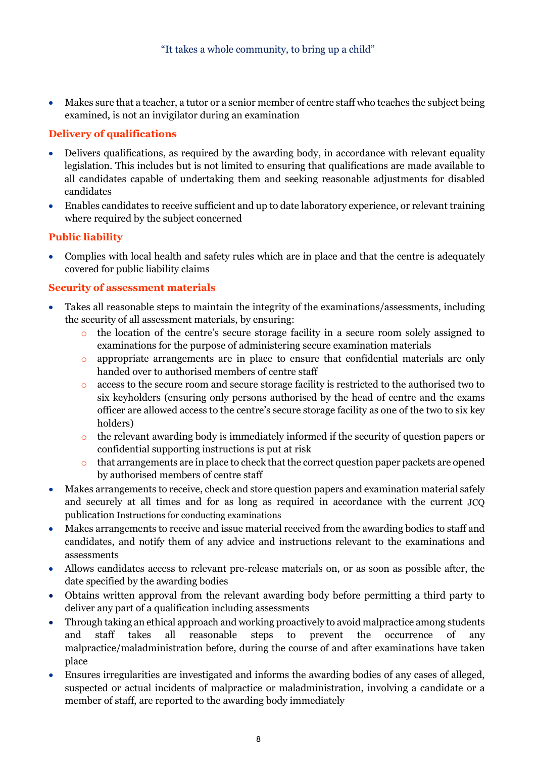- Makes sure that a teacher, a tutor or a senior member of centre staff who teaches the subject being examined, is not an invigilator during an examination

### Delivery of qualifications

- Delivers qualifications, as required by the awarding body, in accordance with relevant equality legislation. This includes but is not limited to ensuring that qualifications are made available to all candidates capable of undertaking them and seeking reasonable adjustments for disabled candidates
- Enables candidates to receive sufficient and up to date laboratory experience, or relevant training where required by the subject concerned

### Public liability

- Complies with local health and safety rules which are in place and that the centre is adequately covered for public liability claims

### Security of assessment materials

- Takes all reasonable steps to maintain the integrity of the examinations/assessments, including the security of all assessment materials, by ensuring:
    - the location of the centre's secure storage facility in a secure room solely assigned to examinations for the purpose of administering secure examination materials
    - appropriate arrangements are in place to ensure that confidential materials are only handed over to authorised members of centre staff
    - access to the secure room and secure storage facility is restricted to the authorised two to six keyholders (ensuring only persons authorised by the head of centre and the exams officer are allowed access to the centre's secure storage facility as one of the two to six key holders)
    - the relevant awarding body is immediately informed if the security of question papers or confidential supporting instructions is put at risk
    - that arrangements are in place to check that the correct question paper packets are opened by authorised members of centre staff
- Makes arrangements to receive, check and store question papers and examination material safely and securely at all times and for as long as required in accordance with the current JCQ publication *Instructions for conducting examinations*
- Makes arrangements to receive and issue material received from the awarding bodies to staff and candidates, and notify them of any advice and instructions relevant to the examinations and assessments
- Allows candidates access to relevant pre-release materials on, or as soon as possible after, the date specified by the awarding bodies
- Obtains written approval from the relevant awarding body before permitting a third party to deliver any part of a qualification including assessments
- Through taking an ethical approach and working proactively to avoid malpractice among students and staff takes all reasonable steps to prevent the occurrence of any malpractice/maladministration before, during the course of and after examinations have taken place
- Ensures irregularities are investigated and informs the awarding bodies of any cases of alleged, suspected or actual incidents of malpractice or maladministration, involving a candidate or a member of staff, are reported to the awarding body immediately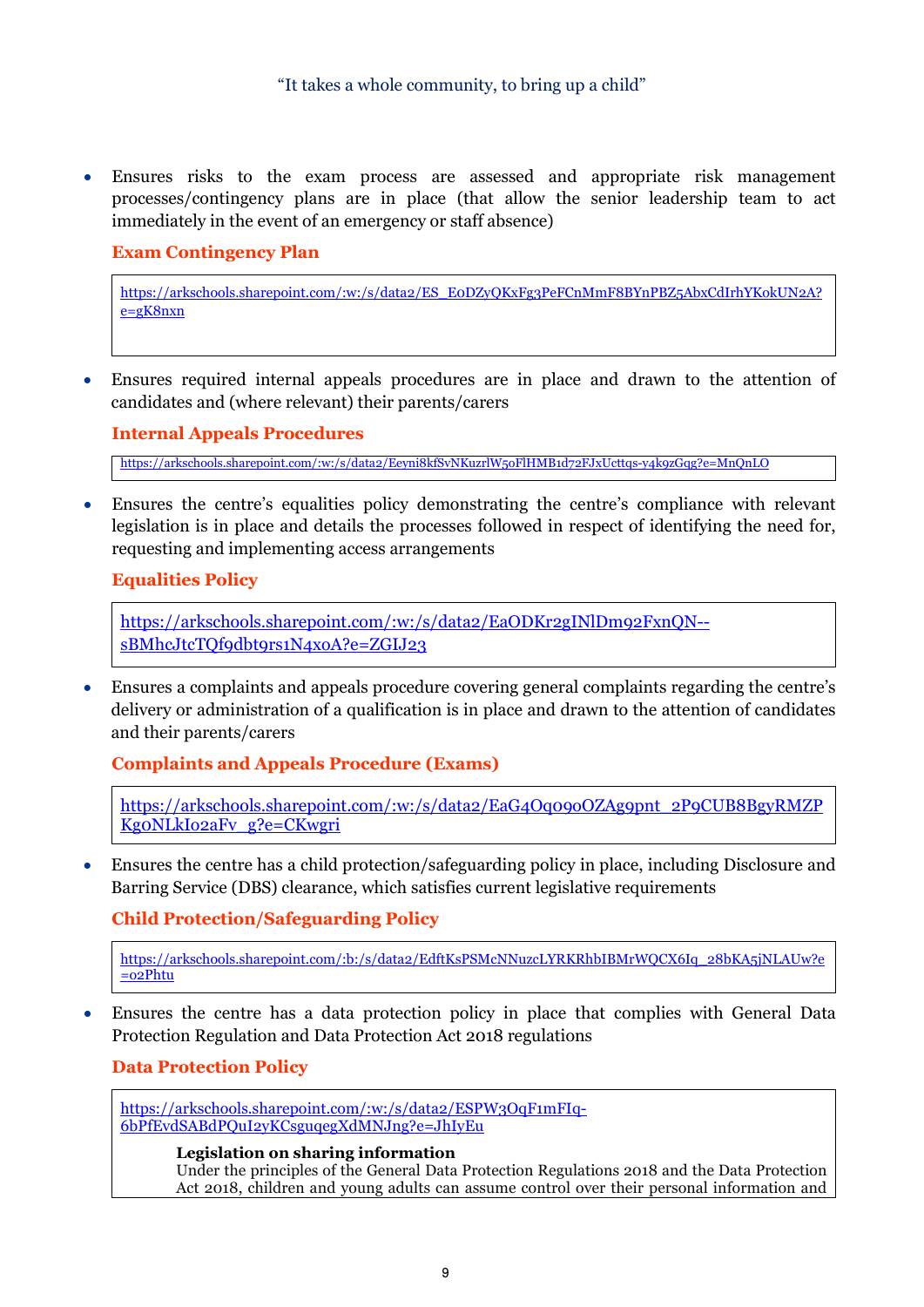"It takes a whole community, to bring up a child"

- Ensures risks to the exam process are assessed and appropriate risk management processes/contingency plans are in place (that allow the senior leadership team to act immediately in the event of an emergency or staff absence)

  **Exam Contingency Plan**

  https://arkschools.sharepoint.com/:w:/s/data2/ES_E0DZyQKxFg3PeFCnMmF8BYnPBZ5AbxCdIrhYKokUN2A?e=gK8nxn

- Ensures required internal appeals procedures are in place and drawn to the attention of candidates and (where relevant) their parents/carers

  **Internal Appeals Procedures**

  https://arkschools.sharepoint.com/:w:/s/data2/Eeyni8kfSvNKuzrlW50FlHMB1d72FJxUcttqs-y4k9zGqg?e=MnQnLO

- Ensures the centre's equalities policy demonstrating the centre's compliance with relevant legislation is in place and details the processes followed in respect of identifying the need for, requesting and implementing access arrangements

  **Equalities Policy**

  https://arkschools.sharepoint.com/:w:/s/data2/EaODKr2gINlDm92FxnQN--sBMhcJtcTQf9dbt9rs1N4x0A?e=ZGIJ23

- Ensures a complaints and appeals procedure covering general complaints regarding the centre's delivery or administration of a qualification is in place and drawn to the attention of candidates and their parents/carers

  **Complaints and Appeals Procedure (Exams)**

  https://arkschools.sharepoint.com/:w:/s/data2/EaG4Oq09oOZAg9pnt_2P9CUB8BgyRMZPKg0NLkIo2aFv_g?e=CKwgri

- Ensures the centre has a child protection/safeguarding policy in place, including Disclosure and Barring Service (DBS) clearance, which satisfies current legislative requirements

  **Child Protection/Safeguarding Policy**

  https://arkschools.sharepoint.com/:b:/s/data2/EdftKsPSMcNNuzcLYRKRhbIBMrWQCX6Iq_28bKA5jNLAUw?e=o2Phtu

- Ensures the centre has a data protection policy in place that complies with General Data Protection Regulation and Data Protection Act 2018 regulations

  **Data Protection Policy**

  https://arkschools.sharepoint.com/:w:/s/data2/ESPW3OqF1mFIq-6bPfEvdSABdPQuI2yKCsguqegXdMNJng?e=JhIyEu

  **Legislation on sharing information**
  Under the principles of the General Data Protection Regulations 2018 and the Data Protection Act 2018, children and young adults can assume control over their personal information and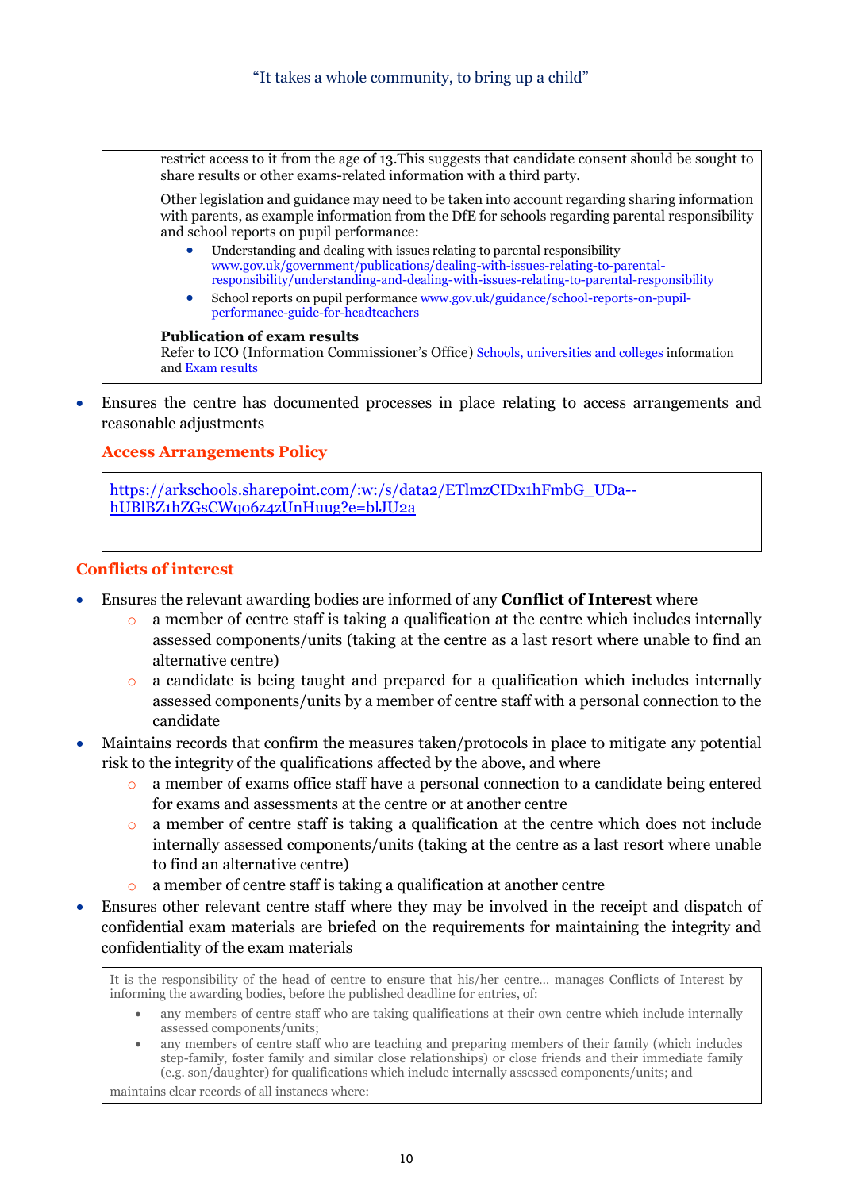restrict access to it from the age of 13.This suggests that candidate consent should be sought to share results or other exams-related information with a third party.

Other legislation and guidance may need to be taken into account regarding sharing information with parents, as example information from the DfE for schools regarding parental responsibility and school reports on pupil performance:

- Understanding and dealing with issues relating to parental responsibility www.gov.uk/government/publications/dealing-with-issues-relating-to-parental-responsibility/understanding-and-dealing-with-issues-relating-to-parental-responsibility
- School reports on pupil performance www.gov.uk/guidance/school-reports-on-pupil-performance-guide-for-headteachers

**Publication of exam results**
Refer to ICO (Information Commissioner's Office) Schools, universities and colleges information and Exam results

- Ensures the centre has documented processes in place relating to access arrangements and reasonable adjustments

### Access Arrangements Policy

https://arkschools.sharepoint.com/:w:/s/data2/ETlmzCIDx1hFmbG_UDa--hUBlBZ1hZGsCWqo6z4zUnHuug?e=blJU2a

## Conflicts of interest

- Ensures the relevant awarding bodies are informed of any **Conflict of Interest** where
  - a member of centre staff is taking a qualification at the centre which includes internally assessed components/units (taking at the centre as a last resort where unable to find an alternative centre)
  - a candidate is being taught and prepared for a qualification which includes internally assessed components/units by a member of centre staff with a personal connection to the candidate
- Maintains records that confirm the measures taken/protocols in place to mitigate any potential risk to the integrity of the qualifications affected by the above, and where
  - a member of exams office staff have a personal connection to a candidate being entered for exams and assessments at the centre or at another centre
  - a member of centre staff is taking a qualification at the centre which does not include internally assessed components/units (taking at the centre as a last resort where unable to find an alternative centre)
  - a member of centre staff is taking a qualification at another centre
- Ensures other relevant centre staff where they may be involved in the receipt and dispatch of confidential exam materials are briefed on the requirements for maintaining the integrity and confidentiality of the exam materials

It is the responsibility of the head of centre to ensure that his/her centre… manages Conflicts of Interest by informing the awarding bodies, before the published deadline for entries, of:

- any members of centre staff who are taking qualifications at their own centre which include internally assessed components/units;
- any members of centre staff who are teaching and preparing members of their family (which includes step-family, foster family and similar close relationships) or close friends and their immediate family (e.g. son/daughter) for qualifications which include internally assessed components/units; and

maintains clear records of all instances where: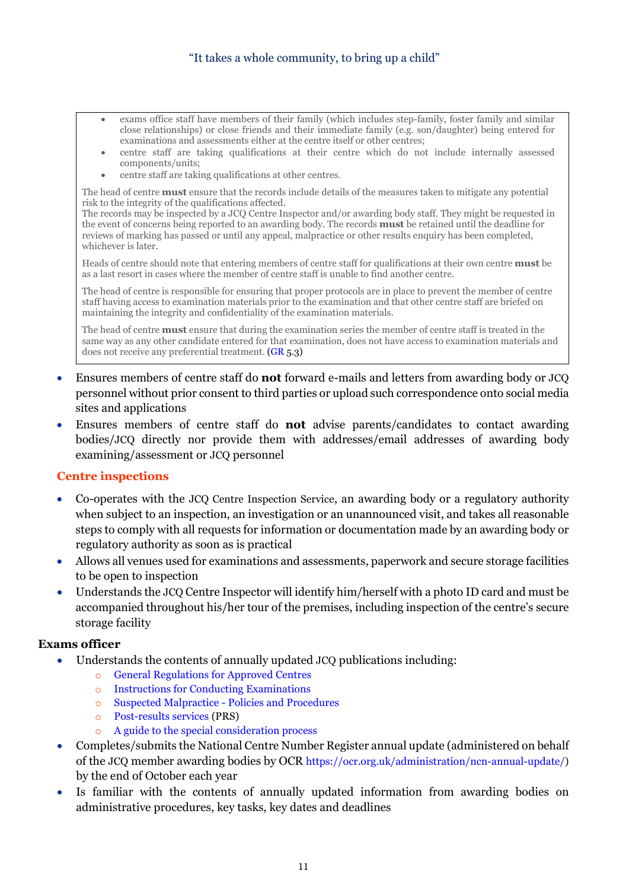> - exams office staff have members of their family (which includes step-family, foster family and similar close relationships) or close friends and their immediate family (e.g. son/daughter) being entered for examinations and assessments either at the centre itself or other centres;
> - centre staff are taking qualifications at their centre which do not include internally assessed components/units;
> - centre staff are taking qualifications at other centres.
>
> The head of centre **must** ensure that the records include details of the measures taken to mitigate any potential risk to the integrity of the qualifications affected.
> The records may be inspected by a JCQ Centre Inspector and/or awarding body staff. They might be requested in the event of concerns being reported to an awarding body. The records **must** be retained until the deadline for reviews of marking has passed or until any appeal, malpractice or other results enquiry has been completed, whichever is later.
>
> Heads of centre should note that entering members of centre staff for qualifications at their own centre **must** be as a last resort in cases where the member of centre staff is unable to find another centre.
>
> The head of centre is responsible for ensuring that proper protocols are in place to prevent the member of centre staff having access to examination materials prior to the examination and that other centre staff are briefed on maintaining the integrity and confidentiality of the examination materials.
>
> The head of centre **must** ensure that during the examination series the member of centre staff is treated in the same way as any other candidate entered for that examination, does not have access to examination materials and does not receive any preferential treatment. (GR 5.3)

- Ensures members of centre staff do **not** forward e-mails and letters from awarding body or JCQ personnel without prior consent to third parties or upload such correspondence onto social media sites and applications
- Ensures members of centre staff do **not** advise parents/candidates to contact awarding bodies/JCQ directly nor provide them with addresses/email addresses of awarding body examining/assessment or JCQ personnel

### Centre inspections

- Co-operates with the JCQ Centre Inspection Service, an awarding body or a regulatory authority when subject to an inspection, an investigation or an unannounced visit, and takes all reasonable steps to comply with all requests for information or documentation made by an awarding body or regulatory authority as soon as is practical
- Allows all venues used for examinations and assessments, paperwork and secure storage facilities to be open to inspection
- Understands the JCQ Centre Inspector will identify him/herself with a photo ID card and must be accompanied throughout his/her tour of the premises, including inspection of the centre's secure storage facility

**Exams officer**

- Understands the contents of annually updated JCQ publications including:
  - General Regulations for Approved Centres
  - Instructions for Conducting Examinations
  - Suspected Malpractice - Policies and Procedures
  - Post-results services (PRS)
  - A guide to the special consideration process
- Completes/submits the National Centre Number Register annual update (administered on behalf of the JCQ member awarding bodies by OCR https://ocr.org.uk/administration/ncn-annual-update/) by the end of October each year
- Is familiar with the contents of annually updated information from awarding bodies on administrative procedures, key tasks, key dates and deadlines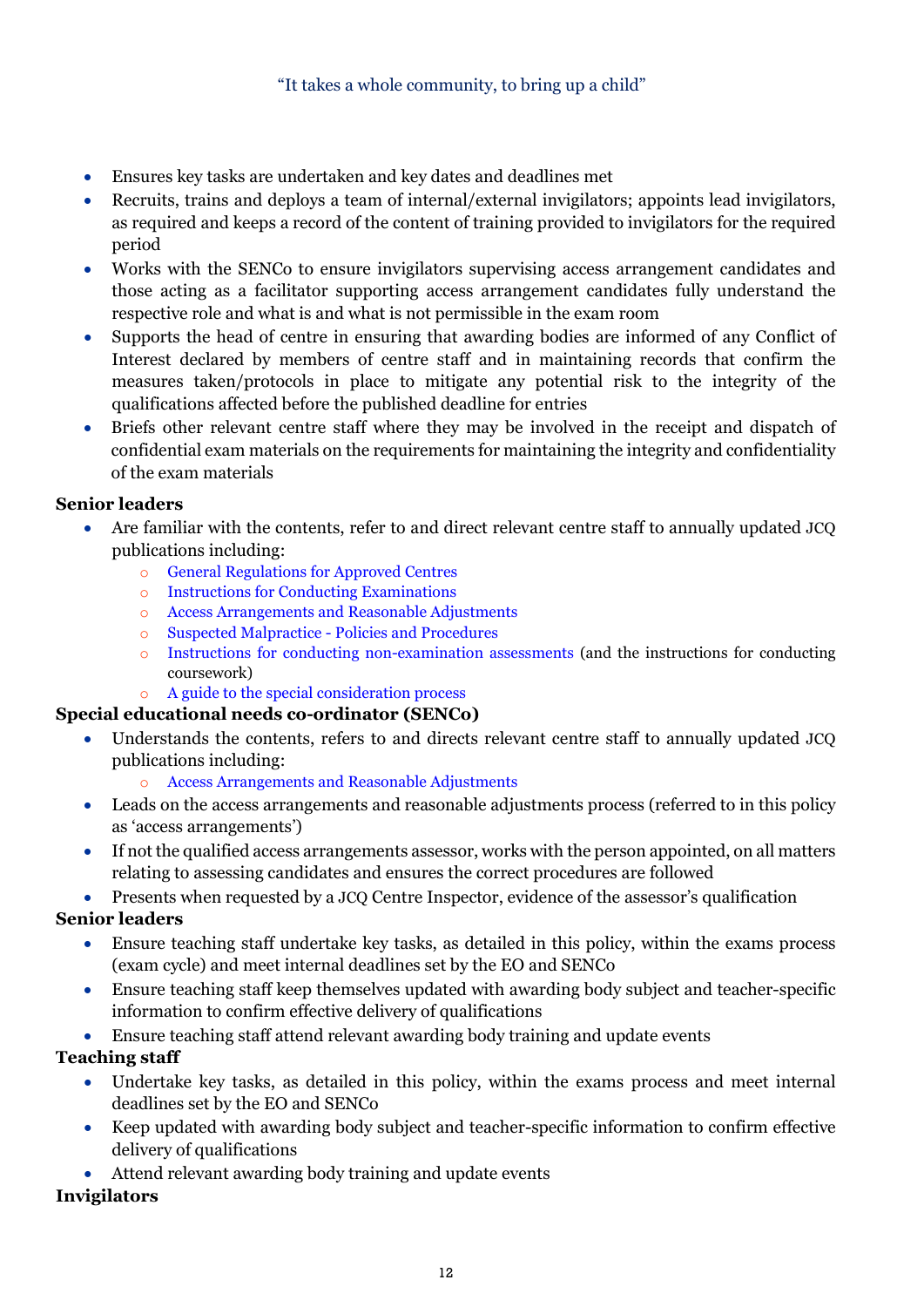- Ensures key tasks are undertaken and key dates and deadlines met
- Recruits, trains and deploys a team of internal/external invigilators; appoints lead invigilators, as required and keeps a record of the content of training provided to invigilators for the required period
- Works with the SENCo to ensure invigilators supervising access arrangement candidates and those acting as a facilitator supporting access arrangement candidates fully understand the respective role and what is and what is not permissible in the exam room
- Supports the head of centre in ensuring that awarding bodies are informed of any Conflict of Interest declared by members of centre staff and in maintaining records that confirm the measures taken/protocols in place to mitigate any potential risk to the integrity of the qualifications affected before the published deadline for entries
- Briefs other relevant centre staff where they may be involved in the receipt and dispatch of confidential exam materials on the requirements for maintaining the integrity and confidentiality of the exam materials

**Senior leaders**

- Are familiar with the contents, refer to and direct relevant centre staff to annually updated JCQ publications including:
    - General Regulations for Approved Centres
    - Instructions for Conducting Examinations
    - Access Arrangements and Reasonable Adjustments
    - Suspected Malpractice - Policies and Procedures
    - Instructions for conducting non-examination assessments (and the instructions for conducting coursework)
    - A guide to the special consideration process

**Special educational needs co-ordinator (SENCo)**

- Understands the contents, refers to and directs relevant centre staff to annually updated JCQ publications including:
    - Access Arrangements and Reasonable Adjustments
- Leads on the access arrangements and reasonable adjustments process (referred to in this policy as 'access arrangements')
- If not the qualified access arrangements assessor, works with the person appointed, on all matters relating to assessing candidates and ensures the correct procedures are followed
- Presents when requested by a JCQ Centre Inspector, evidence of the assessor's qualification

**Senior leaders**

- Ensure teaching staff undertake key tasks, as detailed in this policy, within the exams process (exam cycle) and meet internal deadlines set by the EO and SENCo
- Ensure teaching staff keep themselves updated with awarding body subject and teacher-specific information to confirm effective delivery of qualifications
- Ensure teaching staff attend relevant awarding body training and update events

**Teaching staff**

- Undertake key tasks, as detailed in this policy, within the exams process and meet internal deadlines set by the EO and SENCo
- Keep updated with awarding body subject and teacher-specific information to confirm effective delivery of qualifications
- Attend relevant awarding body training and update events

**Invigilators**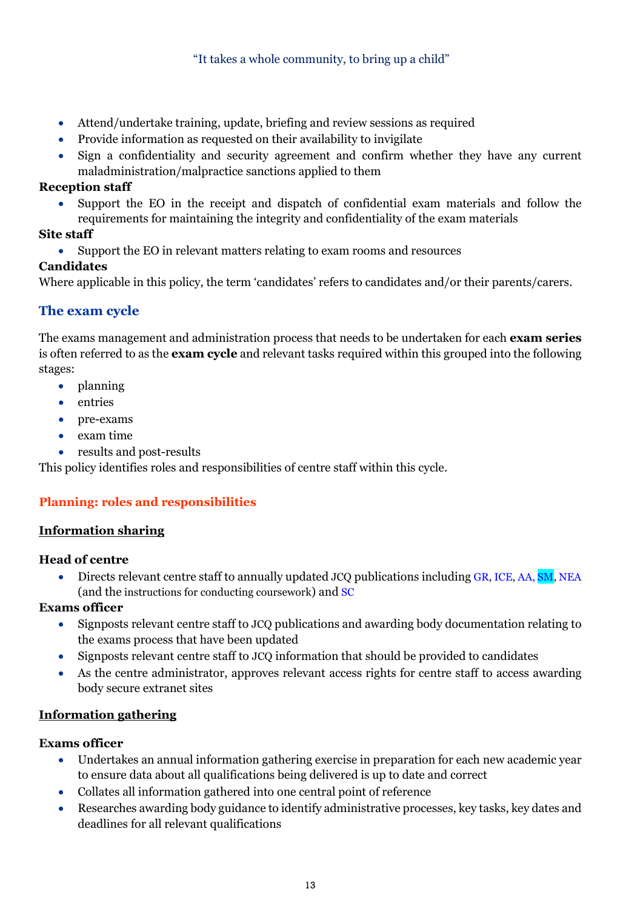- Attend/undertake training, update, briefing and review sessions as required
- Provide information as requested on their availability to invigilate
- Sign a confidentiality and security agreement and confirm whether they have any current maladministration/malpractice sanctions applied to them

**Reception staff**

- Support the EO in the receipt and dispatch of confidential exam materials and follow the requirements for maintaining the integrity and confidentiality of the exam materials

**Site staff**

- Support the EO in relevant matters relating to exam rooms and resources

**Candidates**

Where applicable in this policy, the term 'candidates' refers to candidates and/or their parents/carers.

## The exam cycle

The exams management and administration process that needs to be undertaken for each **exam series** is often referred to as the **exam cycle** and relevant tasks required within this grouped into the following stages:

- planning
- entries
- pre-exams
- exam time
- results and post-results

This policy identifies roles and responsibilities of centre staff within this cycle.

## Planning: roles and responsibilities

### Information sharing

**Head of centre**

- Directs relevant centre staff to annually updated JCQ publications including GR, ICE, AA, SM, NEA (and the instructions for conducting coursework) and SC

**Exams officer**

- Signposts relevant centre staff to JCQ publications and awarding body documentation relating to the exams process that have been updated
- Signposts relevant centre staff to JCQ information that should be provided to candidates
- As the centre administrator, approves relevant access rights for centre staff to access awarding body secure extranet sites

### Information gathering

**Exams officer**

- Undertakes an annual information gathering exercise in preparation for each new academic year to ensure data about all qualifications being delivered is up to date and correct
- Collates all information gathered into one central point of reference
- Researches awarding body guidance to identify administrative processes, key tasks, key dates and deadlines for all relevant qualifications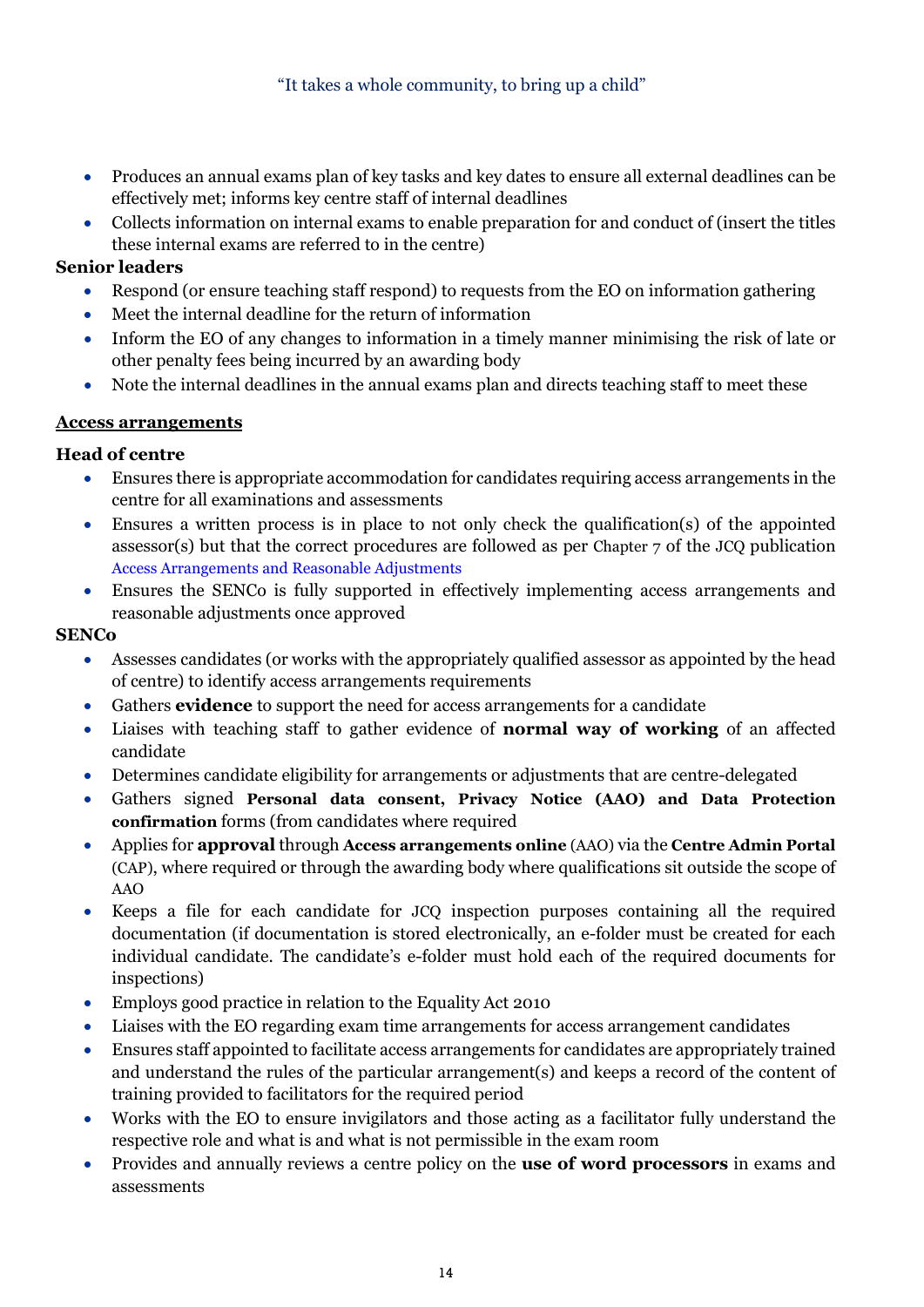- Produces an annual exams plan of key tasks and key dates to ensure all external deadlines can be effectively met; informs key centre staff of internal deadlines
- Collects information on internal exams to enable preparation for and conduct of (insert the titles these internal exams are referred to in the centre)

**Senior leaders**

- Respond (or ensure teaching staff respond) to requests from the EO on information gathering
- Meet the internal deadline for the return of information
- Inform the EO of any changes to information in a timely manner minimising the risk of late or other penalty fees being incurred by an awarding body
- Note the internal deadlines in the annual exams plan and directs teaching staff to meet these

## Access arrangements

**Head of centre**

- Ensures there is appropriate accommodation for candidates requiring access arrangements in the centre for all examinations and assessments
- Ensures a written process is in place to not only check the qualification(s) of the appointed assessor(s) but that the correct procedures are followed as per Chapter 7 of the JCQ publication Access Arrangements and Reasonable Adjustments
- Ensures the SENCo is fully supported in effectively implementing access arrangements and reasonable adjustments once approved

**SENCo**

- Assesses candidates (or works with the appropriately qualified assessor as appointed by the head of centre) to identify access arrangements requirements
- Gathers **evidence** to support the need for access arrangements for a candidate
- Liaises with teaching staff to gather evidence of **normal way of working** of an affected candidate
- Determines candidate eligibility for arrangements or adjustments that are centre-delegated
- Gathers signed **Personal data consent, Privacy Notice (AAO) and Data Protection confirmation** forms (from candidates where required
- Applies for **approval** through **Access arrangements online** (AAO) via the **Centre Admin Portal** (CAP), where required or through the awarding body where qualifications sit outside the scope of AAO
- Keeps a file for each candidate for JCQ inspection purposes containing all the required documentation (if documentation is stored electronically, an e-folder must be created for each individual candidate. The candidate's e-folder must hold each of the required documents for inspections)
- Employs good practice in relation to the Equality Act 2010
- Liaises with the EO regarding exam time arrangements for access arrangement candidates
- Ensures staff appointed to facilitate access arrangements for candidates are appropriately trained and understand the rules of the particular arrangement(s) and keeps a record of the content of training provided to facilitators for the required period
- Works with the EO to ensure invigilators and those acting as a facilitator fully understand the respective role and what is and what is not permissible in the exam room
- Provides and annually reviews a centre policy on the **use of word processors** in exams and assessments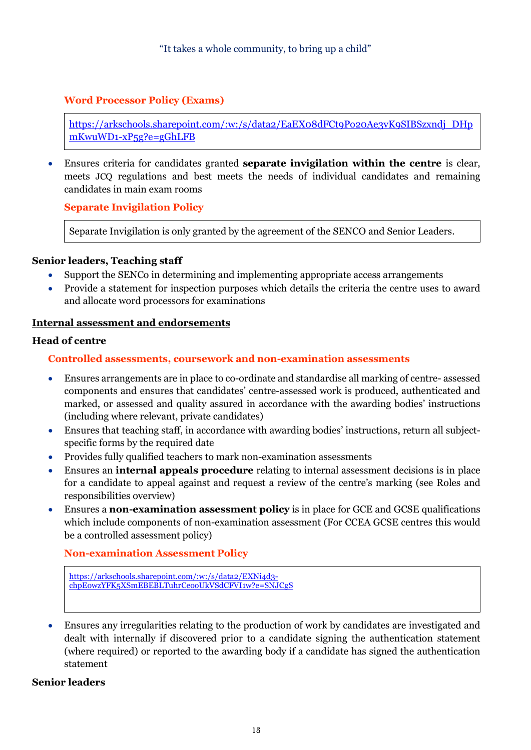"It takes a whole community, to bring up a child"

**Word Processor Policy (Exams)**

https://arkschools.sharepoint.com/:w:/s/data2/EaEX08dFCt9Po20Ae3vK9SIBSzxndj_DHpmKwuWD1-xP5g?e=gGhLFB

- Ensures criteria for candidates granted **separate invigilation within the centre** is clear, meets JCQ regulations and best meets the needs of individual candidates and remaining candidates in main exam rooms

**Separate Invigilation Policy**

Separate Invigilation is only granted by the agreement of the SENCO and Senior Leaders.

**Senior leaders, Teaching staff**

- Support the SENCo in determining and implementing appropriate access arrangements
- Provide a statement for inspection purposes which details the criteria the centre uses to award and allocate word processors for examinations

## Internal assessment and endorsements

**Head of centre**

**Controlled assessments, coursework and non-examination assessments**

- Ensures arrangements are in place to co-ordinate and standardise all marking of centre- assessed components and ensures that candidates' centre-assessed work is produced, authenticated and marked, or assessed and quality assured in accordance with the awarding bodies' instructions (including where relevant, private candidates)
- Ensures that teaching staff, in accordance with awarding bodies' instructions, return all subject-specific forms by the required date
- Provides fully qualified teachers to mark non-examination assessments
- Ensures an **internal appeals procedure** relating to internal assessment decisions is in place for a candidate to appeal against and request a review of the centre's marking (see Roles and responsibilities overview)
- Ensures a **non-examination assessment policy** is in place for GCE and GCSE qualifications which include components of non-examination assessment (For CCEA GCSE centres this would be a controlled assessment policy)

**Non-examination Assessment Policy**

https://arkschools.sharepoint.com/:w:/s/data2/EXNi4d3-chpEowzYFK5XSmEBEBLTuhrCeooUkVSdCFVI1w?e=SNJCgS

- Ensures any irregularities relating to the production of work by candidates are investigated and dealt with internally if discovered prior to a candidate signing the authentication statement (where required) or reported to the awarding body if a candidate has signed the authentication statement

**Senior leaders**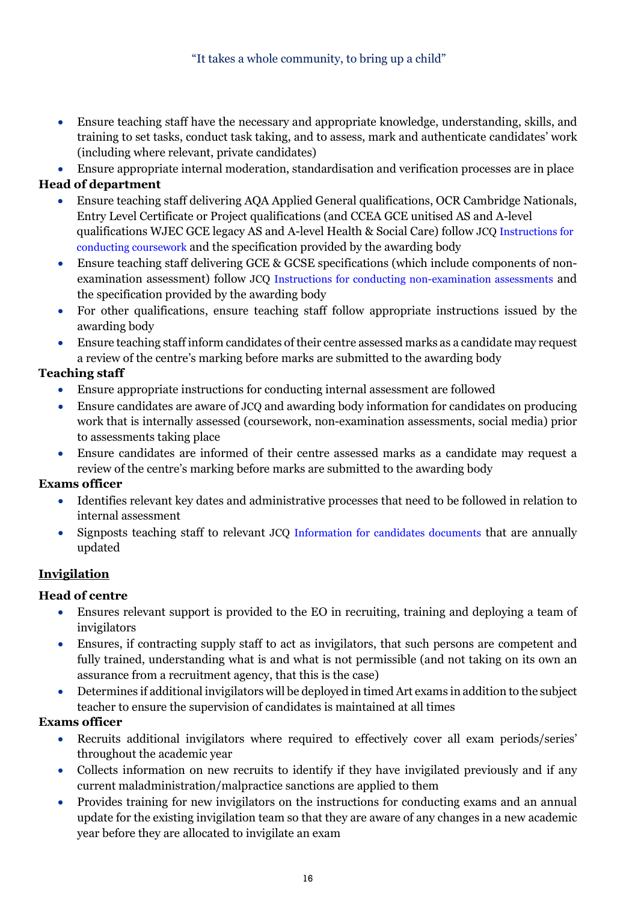- Ensure teaching staff have the necessary and appropriate knowledge, understanding, skills, and training to set tasks, conduct task taking, and to assess, mark and authenticate candidates' work (including where relevant, private candidates)
- Ensure appropriate internal moderation, standardisation and verification processes are in place

**Head of department**

- Ensure teaching staff delivering AQA Applied General qualifications, OCR Cambridge Nationals, Entry Level Certificate or Project qualifications (and CCEA GCE unitised AS and A-level qualifications WJEC GCE legacy AS and A-level Health & Social Care) follow JCQ Instructions for conducting coursework and the specification provided by the awarding body
- Ensure teaching staff delivering GCE & GCSE specifications (which include components of non-examination assessment) follow JCQ Instructions for conducting non-examination assessments and the specification provided by the awarding body
- For other qualifications, ensure teaching staff follow appropriate instructions issued by the awarding body
- Ensure teaching staff inform candidates of their centre assessed marks as a candidate may request a review of the centre's marking before marks are submitted to the awarding body

**Teaching staff**

- Ensure appropriate instructions for conducting internal assessment are followed
- Ensure candidates are aware of JCQ and awarding body information for candidates on producing work that is internally assessed (coursework, non-examination assessments, social media) prior to assessments taking place
- Ensure candidates are informed of their centre assessed marks as a candidate may request a review of the centre's marking before marks are submitted to the awarding body

**Exams officer**

- Identifies relevant key dates and administrative processes that need to be followed in relation to internal assessment
- Signposts teaching staff to relevant JCQ Information for candidates documents that are annually updated

## Invigilation

**Head of centre**

- Ensures relevant support is provided to the EO in recruiting, training and deploying a team of invigilators
- Ensures, if contracting supply staff to act as invigilators, that such persons are competent and fully trained, understanding what is and what is not permissible (and not taking on its own an assurance from a recruitment agency, that this is the case)
- Determines if additional invigilators will be deployed in timed Art exams in addition to the subject teacher to ensure the supervision of candidates is maintained at all times

**Exams officer**

- Recruits additional invigilators where required to effectively cover all exam periods/series' throughout the academic year
- Collects information on new recruits to identify if they have invigilated previously and if any current maladministration/malpractice sanctions are applied to them
- Provides training for new invigilators on the instructions for conducting exams and an annual update for the existing invigilation team so that they are aware of any changes in a new academic year before they are allocated to invigilate an exam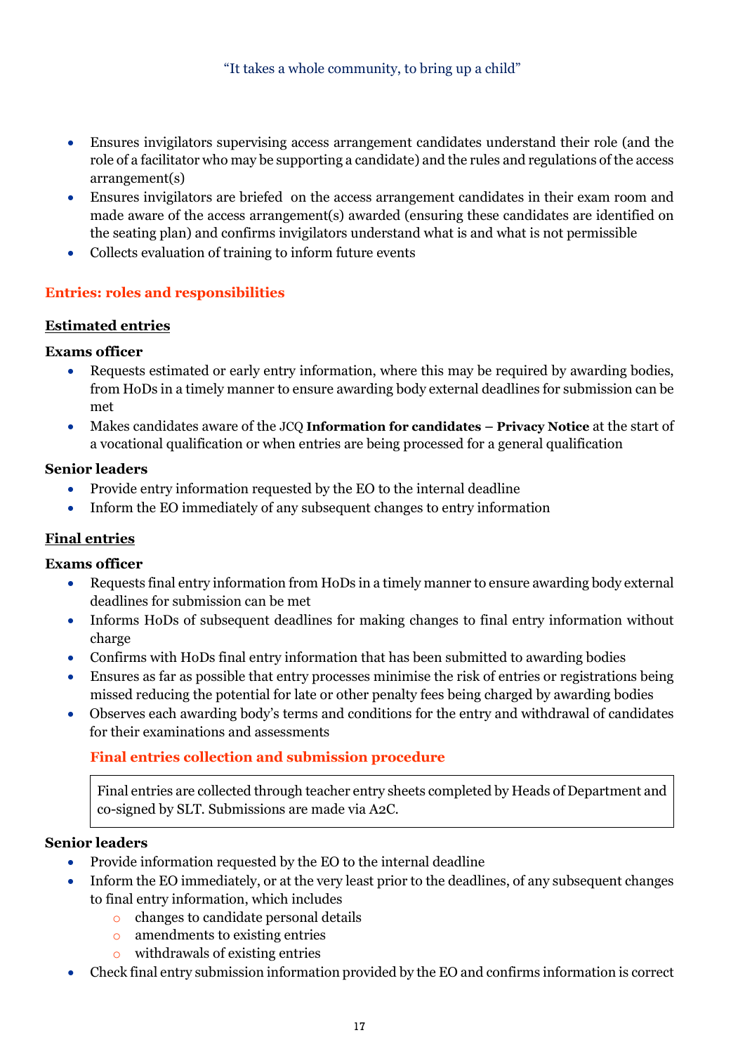- Ensures invigilators supervising access arrangement candidates understand their role (and the role of a facilitator who may be supporting a candidate) and the rules and regulations of the access arrangement(s)
- Ensures invigilators are briefed on the access arrangement candidates in their exam room and made aware of the access arrangement(s) awarded (ensuring these candidates are identified on the seating plan) and confirms invigilators understand what is and what is not permissible
- Collects evaluation of training to inform future events

## Entries: roles and responsibilities

### Estimated entries

**Exams officer**

- Requests estimated or early entry information, where this may be required by awarding bodies, from HoDs in a timely manner to ensure awarding body external deadlines for submission can be met
- Makes candidates aware of the JCQ **Information for candidates – Privacy Notice** at the start of a vocational qualification or when entries are being processed for a general qualification

**Senior leaders**

- Provide entry information requested by the EO to the internal deadline
- Inform the EO immediately of any subsequent changes to entry information

### Final entries

**Exams officer**

- Requests final entry information from HoDs in a timely manner to ensure awarding body external deadlines for submission can be met
- Informs HoDs of subsequent deadlines for making changes to final entry information without charge
- Confirms with HoDs final entry information that has been submitted to awarding bodies
- Ensures as far as possible that entry processes minimise the risk of entries or registrations being missed reducing the potential for late or other penalty fees being charged by awarding bodies
- Observes each awarding body's terms and conditions for the entry and withdrawal of candidates for their examinations and assessments

#### Final entries collection and submission procedure

Final entries are collected through teacher entry sheets completed by Heads of Department and co-signed by SLT. Submissions are made via A2C.

**Senior leaders**

- Provide information requested by the EO to the internal deadline
- Inform the EO immediately, or at the very least prior to the deadlines, of any subsequent changes to final entry information, which includes
  - changes to candidate personal details
  - amendments to existing entries
  - withdrawals of existing entries
- Check final entry submission information provided by the EO and confirms information is correct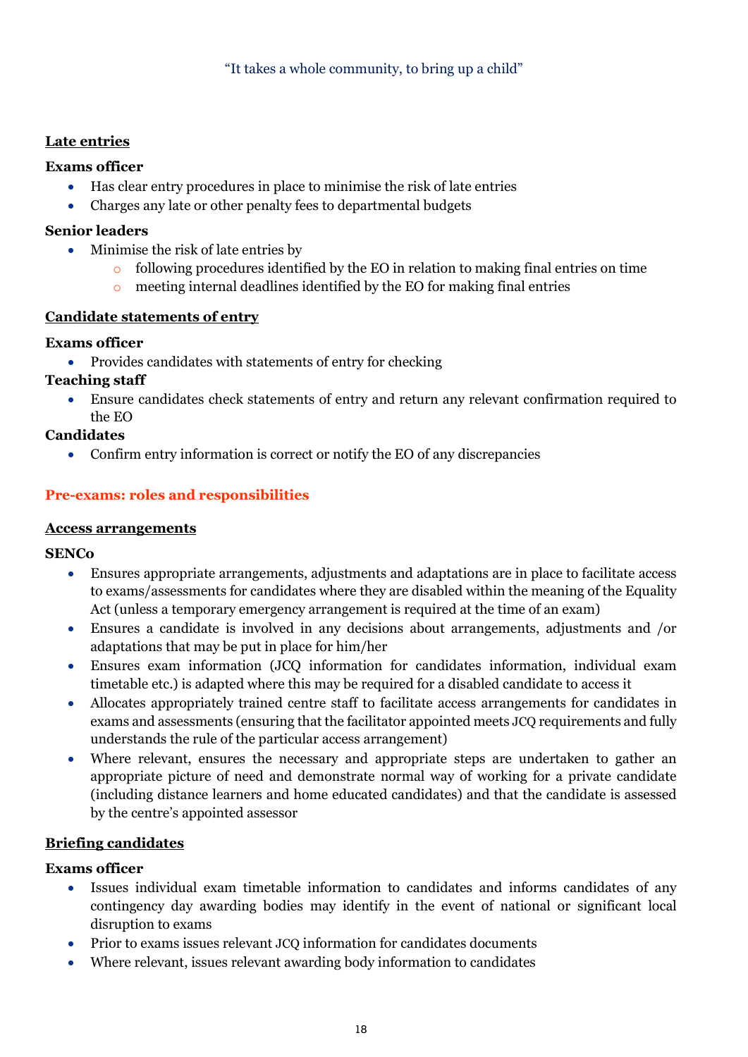**Late entries**

**Exams officer**

- Has clear entry procedures in place to minimise the risk of late entries
- Charges any late or other penalty fees to departmental budgets

**Senior leaders**

- Minimise the risk of late entries by
    - following procedures identified by the EO in relation to making final entries on time
    - meeting internal deadlines identified by the EO for making final entries

**Candidate statements of entry**

**Exams officer**

- Provides candidates with statements of entry for checking

**Teaching staff**

- Ensure candidates check statements of entry and return any relevant confirmation required to the EO

**Candidates**

- Confirm entry information is correct or notify the EO of any discrepancies

## Pre-exams: roles and responsibilities

**Access arrangements**

**SENCo**

- Ensures appropriate arrangements, adjustments and adaptations are in place to facilitate access to exams/assessments for candidates where they are disabled within the meaning of the Equality Act (unless a temporary emergency arrangement is required at the time of an exam)
- Ensures a candidate is involved in any decisions about arrangements, adjustments and /or adaptations that may be put in place for him/her
- Ensures exam information (JCQ information for candidates information, individual exam timetable etc.) is adapted where this may be required for a disabled candidate to access it
- Allocates appropriately trained centre staff to facilitate access arrangements for candidates in exams and assessments (ensuring that the facilitator appointed meets JCQ requirements and fully understands the rule of the particular access arrangement)
- Where relevant, ensures the necessary and appropriate steps are undertaken to gather an appropriate picture of need and demonstrate normal way of working for a private candidate (including distance learners and home educated candidates) and that the candidate is assessed by the centre's appointed assessor

**Briefing candidates**

**Exams officer**

- Issues individual exam timetable information to candidates and informs candidates of any contingency day awarding bodies may identify in the event of national or significant local disruption to exams
- Prior to exams issues relevant JCQ information for candidates documents
- Where relevant, issues relevant awarding body information to candidates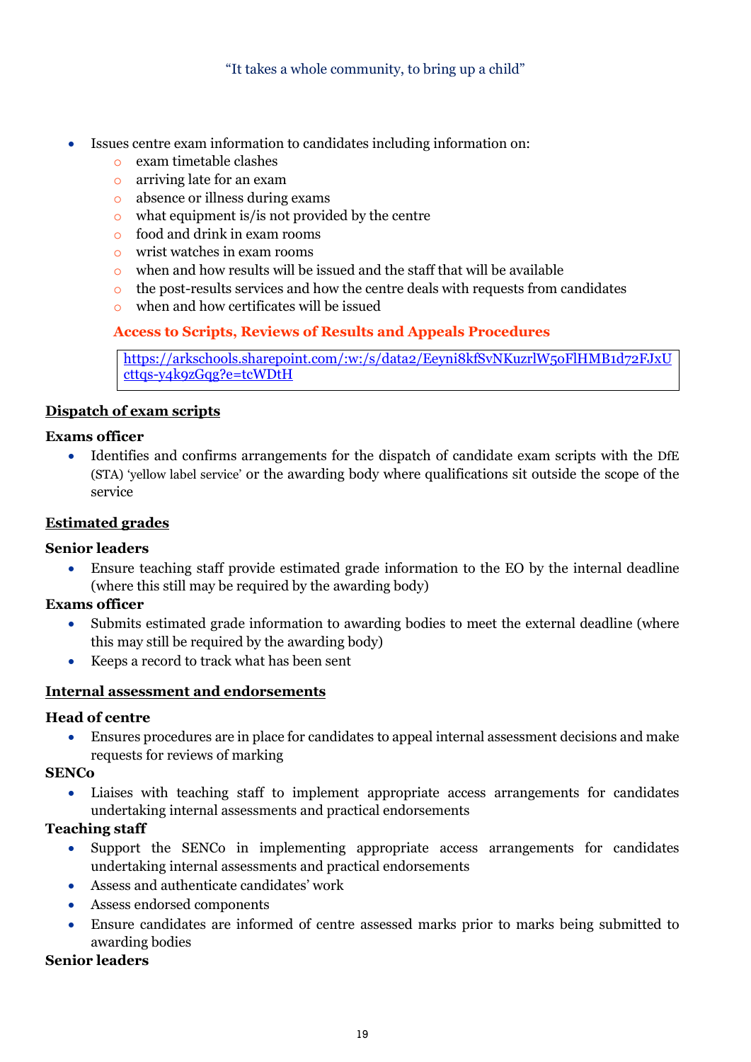- Issues centre exam information to candidates including information on:
    - exam timetable clashes
    - arriving late for an exam
    - absence or illness during exams
    - what equipment is/is not provided by the centre
    - food and drink in exam rooms
    - wrist watches in exam rooms
    - when and how results will be issued and the staff that will be available
    - the post-results services and how the centre deals with requests from candidates
    - when and how certificates will be issued

**Access to Scripts, Reviews of Results and Appeals Procedures**

| https://arkschools.sharepoint.com/:w:/s/data2/Eeyni8kfSvNKuzrlW50FlHMB1d72FJxUcttqs-y4k9zGqg?e=tcWDtH |
|---|

### Dispatch of exam scripts

**Exams officer**

- Identifies and confirms arrangements for the dispatch of candidate exam scripts with the DfE (STA) 'yellow label service' or the awarding body where qualifications sit outside the scope of the service

### Estimated grades

**Senior leaders**

- Ensure teaching staff provide estimated grade information to the EO by the internal deadline (where this still may be required by the awarding body)

**Exams officer**

- Submits estimated grade information to awarding bodies to meet the external deadline (where this may still be required by the awarding body)
- Keeps a record to track what has been sent

### Internal assessment and endorsements

**Head of centre**

- Ensures procedures are in place for candidates to appeal internal assessment decisions and make requests for reviews of marking

**SENCo**

- Liaises with teaching staff to implement appropriate access arrangements for candidates undertaking internal assessments and practical endorsements

**Teaching staff**

- Support the SENCo in implementing appropriate access arrangements for candidates undertaking internal assessments and practical endorsements
- Assess and authenticate candidates' work
- Assess endorsed components
- Ensure candidates are informed of centre assessed marks prior to marks being submitted to awarding bodies

**Senior leaders**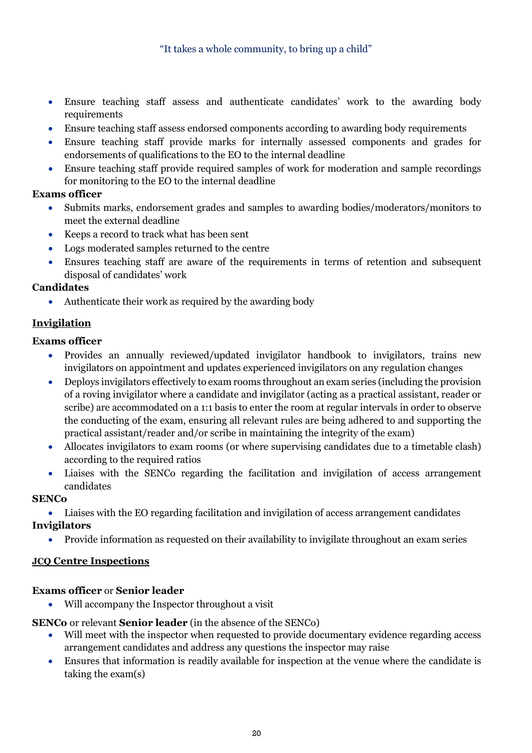- Ensure teaching staff assess and authenticate candidates' work to the awarding body requirements
- Ensure teaching staff assess endorsed components according to awarding body requirements
- Ensure teaching staff provide marks for internally assessed components and grades for endorsements of qualifications to the EO to the internal deadline
- Ensure teaching staff provide required samples of work for moderation and sample recordings for monitoring to the EO to the internal deadline

**Exams officer**

- Submits marks, endorsement grades and samples to awarding bodies/moderators/monitors to meet the external deadline
- Keeps a record to track what has been sent
- Logs moderated samples returned to the centre
- Ensures teaching staff are aware of the requirements in terms of retention and subsequent disposal of candidates' work

**Candidates**

- Authenticate their work as required by the awarding body

**<u>Invigilation</u>**

**Exams officer**

- Provides an annually reviewed/updated invigilator handbook to invigilators, trains new invigilators on appointment and updates experienced invigilators on any regulation changes
- Deploys invigilators effectively to exam rooms throughout an exam series (including the provision of a roving invigilator where a candidate and invigilator (acting as a practical assistant, reader or scribe) are accommodated on a 1:1 basis to enter the room at regular intervals in order to observe the conducting of the exam, ensuring all relevant rules are being adhered to and supporting the practical assistant/reader and/or scribe in maintaining the integrity of the exam)
- Allocates invigilators to exam rooms (or where supervising candidates due to a timetable clash) according to the required ratios
- Liaises with the SENCo regarding the facilitation and invigilation of access arrangement candidates

**SENCo**

- Liaises with the EO regarding facilitation and invigilation of access arrangement candidates

**Invigilators**

- Provide information as requested on their availability to invigilate throughout an exam series

**<u>JCQ Centre Inspections</u>**

**Exams officer** or **Senior leader**

- Will accompany the Inspector throughout a visit

**SENCo** or relevant **Senior leader** (in the absence of the SENCo)

- Will meet with the inspector when requested to provide documentary evidence regarding access arrangement candidates and address any questions the inspector may raise
- Ensures that information is readily available for inspection at the venue where the candidate is taking the exam(s)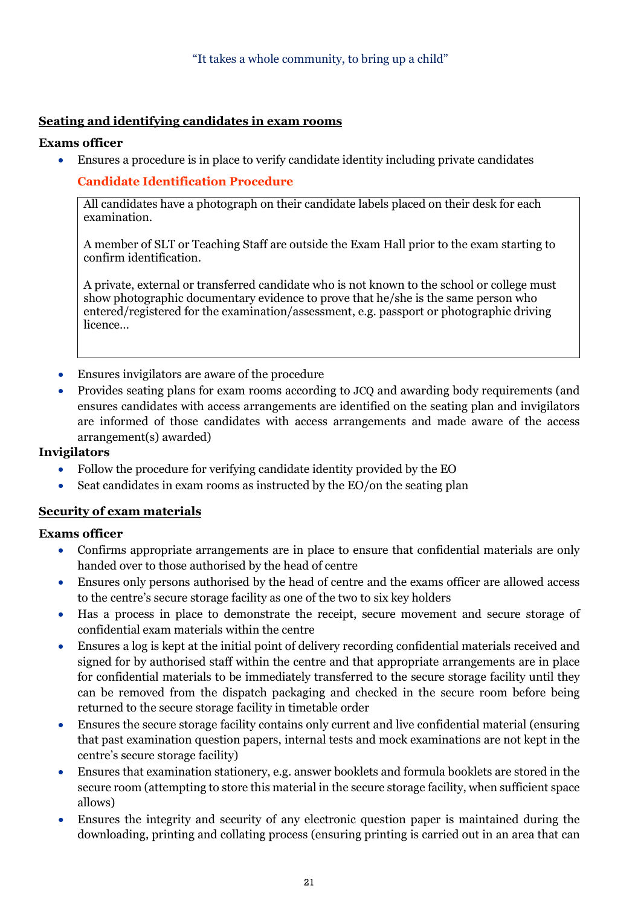## Seating and identifying candidates in exam rooms

**Exams officer**

- Ensures a procedure is in place to verify candidate identity including private candidates

**Candidate Identification Procedure**

> All candidates have a photograph on their candidate labels placed on their desk for each examination.
>
> A member of SLT or Teaching Staff are outside the Exam Hall prior to the exam starting to confirm identification.
>
> A private, external or transferred candidate who is not known to the school or college must show photographic documentary evidence to prove that he/she is the same person who entered/registered for the examination/assessment, e.g. passport or photographic driving licence...

- Ensures invigilators are aware of the procedure
- Provides seating plans for exam rooms according to JCQ and awarding body requirements (and ensures candidates with access arrangements are identified on the seating plan and invigilators are informed of those candidates with access arrangements and made aware of the access arrangement(s) awarded)

**Invigilators**

- Follow the procedure for verifying candidate identity provided by the EO
- Seat candidates in exam rooms as instructed by the EO/on the seating plan

## Security of exam materials

**Exams officer**

- Confirms appropriate arrangements are in place to ensure that confidential materials are only handed over to those authorised by the head of centre
- Ensures only persons authorised by the head of centre and the exams officer are allowed access to the centre's secure storage facility as one of the two to six key holders
- Has a process in place to demonstrate the receipt, secure movement and secure storage of confidential exam materials within the centre
- Ensures a log is kept at the initial point of delivery recording confidential materials received and signed for by authorised staff within the centre and that appropriate arrangements are in place for confidential materials to be immediately transferred to the secure storage facility until they can be removed from the dispatch packaging and checked in the secure room before being returned to the secure storage facility in timetable order
- Ensures the secure storage facility contains only current and live confidential material (ensuring that past examination question papers, internal tests and mock examinations are not kept in the centre's secure storage facility)
- Ensures that examination stationery, e.g. answer booklets and formula booklets are stored in the secure room (attempting to store this material in the secure storage facility, when sufficient space allows)
- Ensures the integrity and security of any electronic question paper is maintained during the downloading, printing and collating process (ensuring printing is carried out in an area that can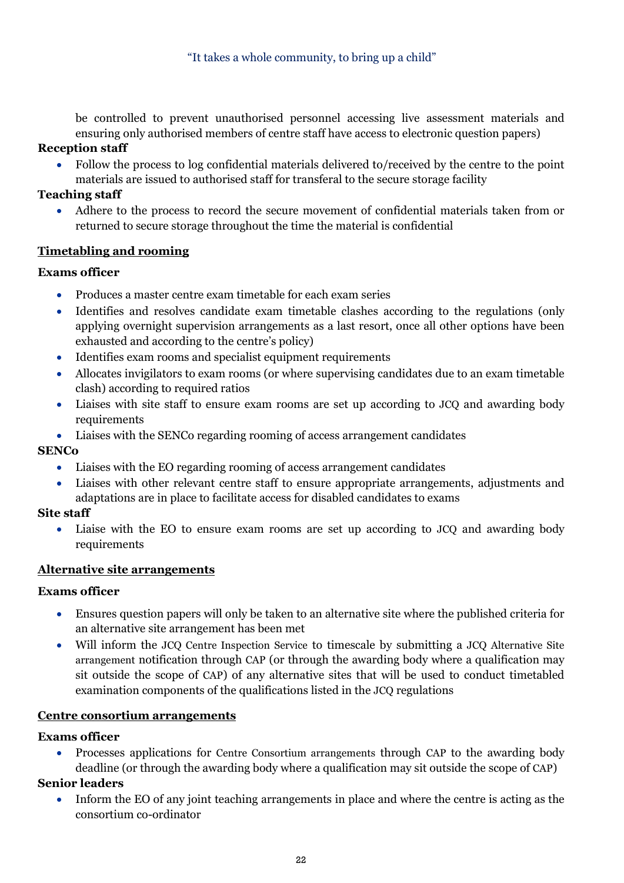be controlled to prevent unauthorised personnel accessing live assessment materials and ensuring only authorised members of centre staff have access to electronic question papers)

**Reception staff**

- Follow the process to log confidential materials delivered to/received by the centre to the point materials are issued to authorised staff for transferal to the secure storage facility

**Teaching staff**

- Adhere to the process to record the secure movement of confidential materials taken from or returned to secure storage throughout the time the material is confidential

## Timetabling and rooming

**Exams officer**

- Produces a master centre exam timetable for each exam series
- Identifies and resolves candidate exam timetable clashes according to the regulations (only applying overnight supervision arrangements as a last resort, once all other options have been exhausted and according to the centre's policy)
- Identifies exam rooms and specialist equipment requirements
- Allocates invigilators to exam rooms (or where supervising candidates due to an exam timetable clash) according to required ratios
- Liaises with site staff to ensure exam rooms are set up according to JCQ and awarding body requirements
- Liaises with the SENCo regarding rooming of access arrangement candidates

**SENCo**

- Liaises with the EO regarding rooming of access arrangement candidates
- Liaises with other relevant centre staff to ensure appropriate arrangements, adjustments and adaptations are in place to facilitate access for disabled candidates to exams

**Site staff**

- Liaise with the EO to ensure exam rooms are set up according to JCQ and awarding body requirements

## Alternative site arrangements

**Exams officer**

- Ensures question papers will only be taken to an alternative site where the published criteria for an alternative site arrangement has been met
- Will inform the JCQ Centre Inspection Service to timescale by submitting a JCQ Alternative Site arrangement notification through CAP (or through the awarding body where a qualification may sit outside the scope of CAP) of any alternative sites that will be used to conduct timetabled examination components of the qualifications listed in the JCQ regulations

## Centre consortium arrangements

**Exams officer**

- Processes applications for Centre Consortium arrangements through CAP to the awarding body deadline (or through the awarding body where a qualification may sit outside the scope of CAP)

**Senior leaders**

- Inform the EO of any joint teaching arrangements in place and where the centre is acting as the consortium co-ordinator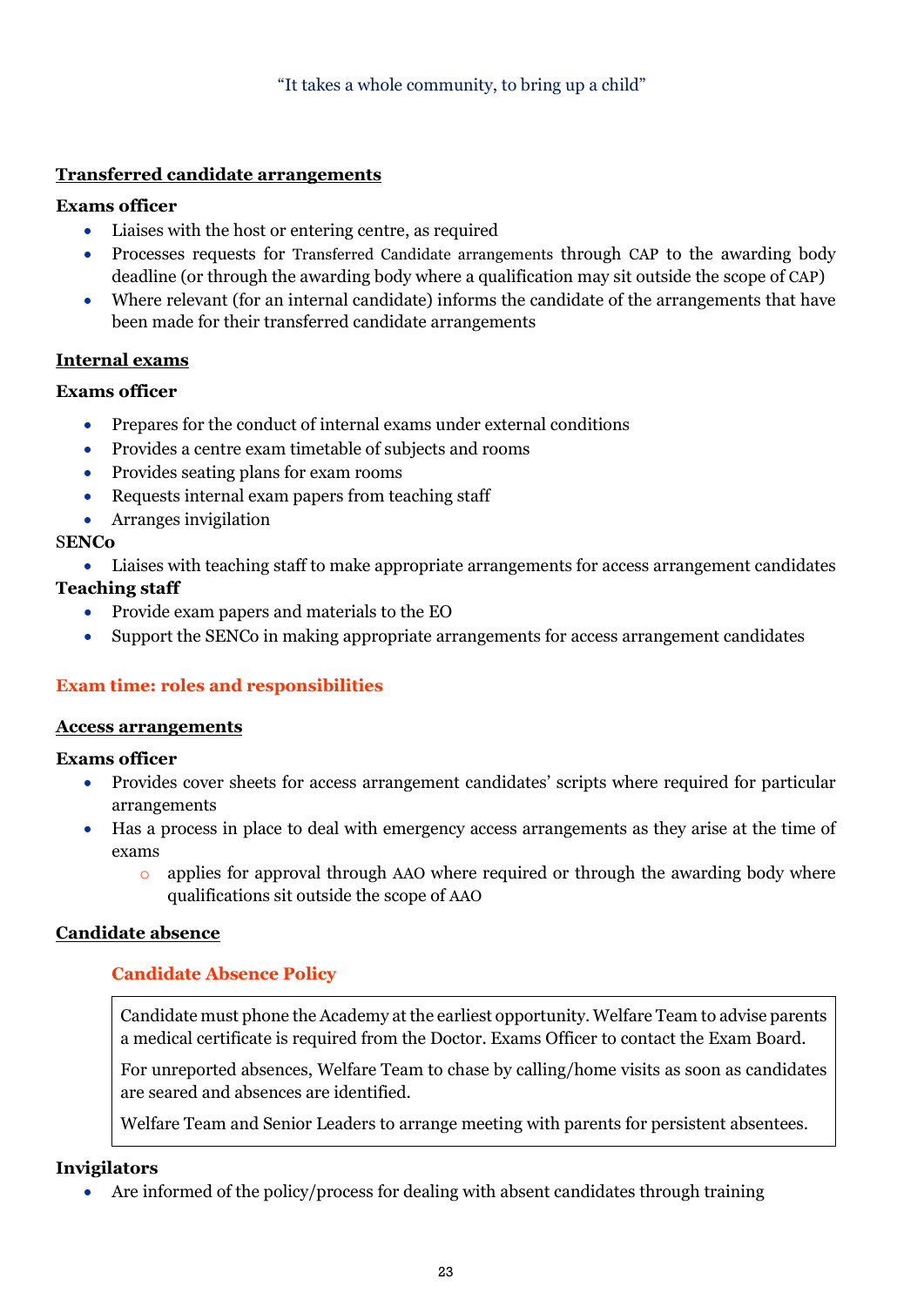### Transferred candidate arrangements

**Exams officer**

- Liaises with the host or entering centre, as required
- Processes requests for Transferred Candidate arrangements through CAP to the awarding body deadline (or through the awarding body where a qualification may sit outside the scope of CAP)
- Where relevant (for an internal candidate) informs the candidate of the arrangements that have been made for their transferred candidate arrangements

### Internal exams

**Exams officer**

- Prepares for the conduct of internal exams under external conditions
- Provides a centre exam timetable of subjects and rooms
- Provides seating plans for exam rooms
- Requests internal exam papers from teaching staff
- Arranges invigilation

**SENCo**

- Liaises with teaching staff to make appropriate arrangements for access arrangement candidates

**Teaching staff**

- Provide exam papers and materials to the EO
- Support the SENCo in making appropriate arrangements for access arrangement candidates

## Exam time: roles and responsibilities

### Access arrangements

**Exams officer**

- Provides cover sheets for access arrangement candidates' scripts where required for particular arrangements
- Has a process in place to deal with emergency access arrangements as they arise at the time of exams
  - applies for approval through AAO where required or through the awarding body where qualifications sit outside the scope of AAO

### Candidate absence

#### Candidate Absence Policy

> Candidate must phone the Academy at the earliest opportunity. Welfare Team to advise parents a medical certificate is required from the Doctor. Exams Officer to contact the Exam Board.
>
> For unreported absences, Welfare Team to chase by calling/home visits as soon as candidates are seared and absences are identified.
>
> Welfare Team and Senior Leaders to arrange meeting with parents for persistent absentees.

**Invigilators**

- Are informed of the policy/process for dealing with absent candidates through training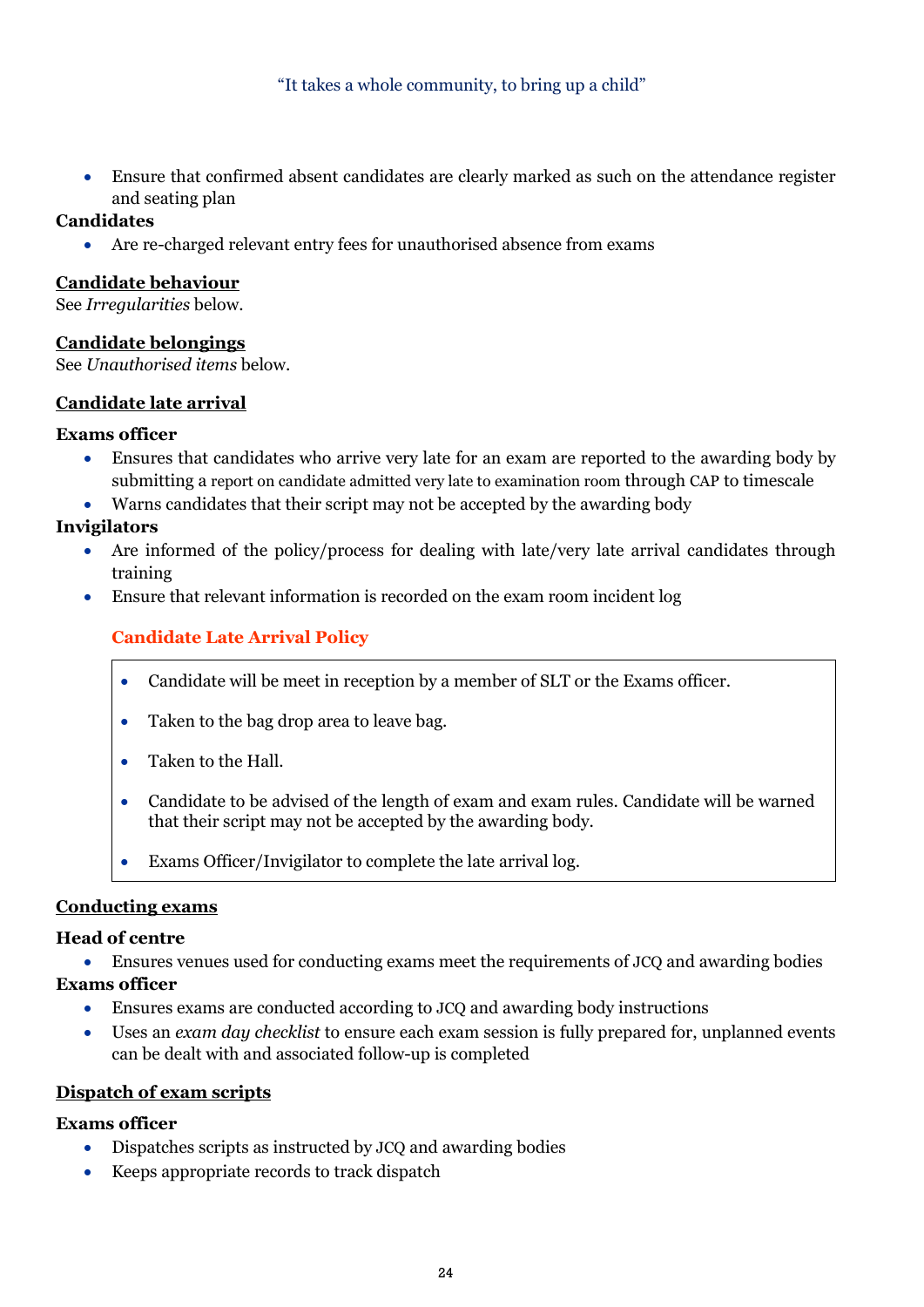- Ensure that confirmed absent candidates are clearly marked as such on the attendance register and seating plan

**Candidates**

- Are re-charged relevant entry fees for unauthorised absence from exams

## Candidate behaviour

See *Irregularities* below.

## Candidate belongings

See *Unauthorised items* below.

## Candidate late arrival

**Exams officer**

- Ensures that candidates who arrive very late for an exam are reported to the awarding body by submitting a report on candidate admitted very late to examination room through CAP to timescale
- Warns candidates that their script may not be accepted by the awarding body

**Invigilators**

- Are informed of the policy/process for dealing with late/very late arrival candidates through training
- Ensure that relevant information is recorded on the exam room incident log

### Candidate Late Arrival Policy

- Candidate will be meet in reception by a member of SLT or the Exams officer.
- Taken to the bag drop area to leave bag.
- Taken to the Hall.
- Candidate to be advised of the length of exam and exam rules. Candidate will be warned that their script may not be accepted by the awarding body.
- Exams Officer/Invigilator to complete the late arrival log.

## Conducting exams

**Head of centre**

- Ensures venues used for conducting exams meet the requirements of JCQ and awarding bodies

**Exams officer**

- Ensures exams are conducted according to JCQ and awarding body instructions
- Uses an *exam day checklist* to ensure each exam session is fully prepared for, unplanned events can be dealt with and associated follow-up is completed

## Dispatch of exam scripts

**Exams officer**

- Dispatches scripts as instructed by JCQ and awarding bodies
- Keeps appropriate records to track dispatch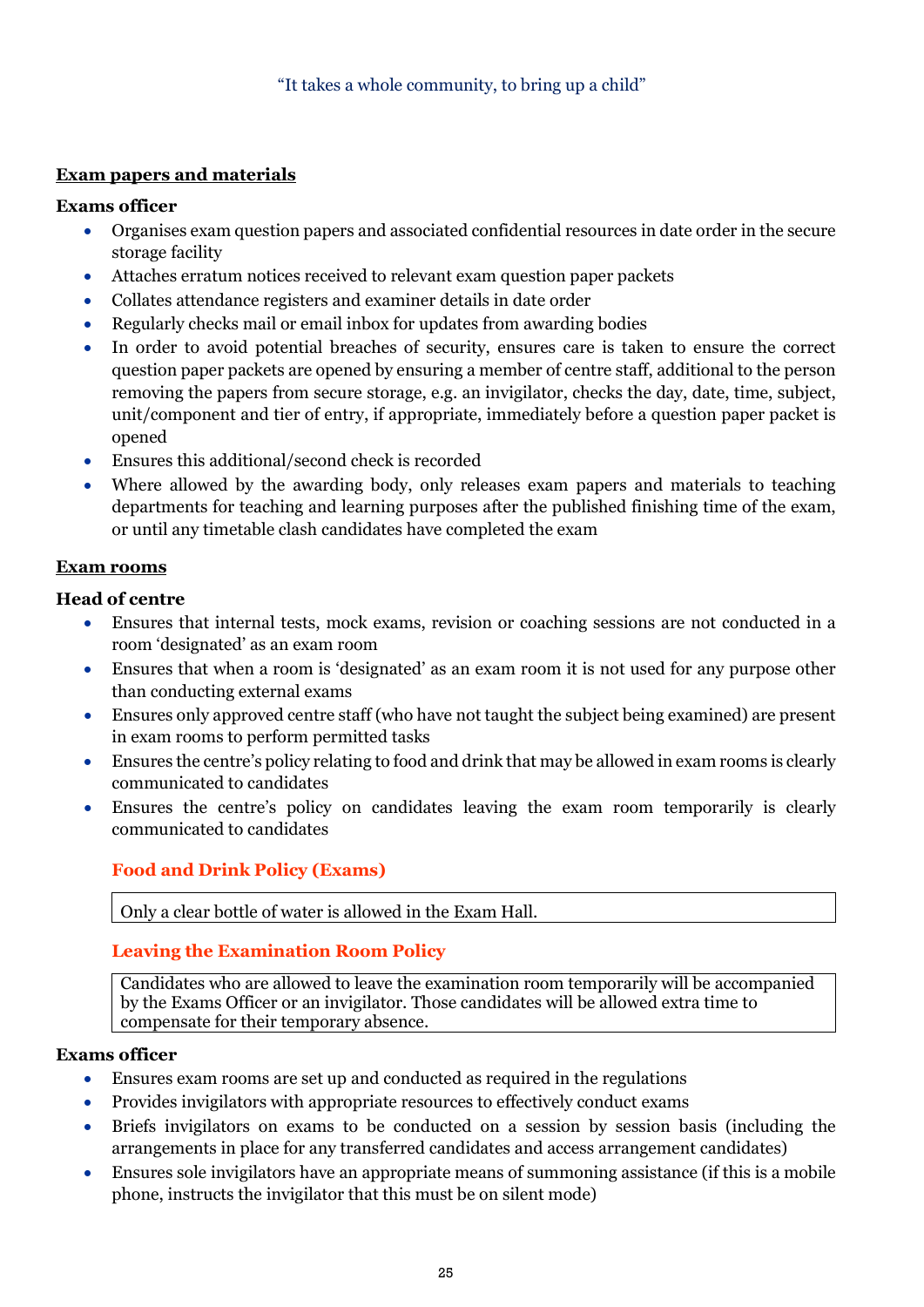**Exam papers and materials**

**Exams officer**

- Organises exam question papers and associated confidential resources in date order in the secure storage facility
- Attaches erratum notices received to relevant exam question paper packets
- Collates attendance registers and examiner details in date order
- Regularly checks mail or email inbox for updates from awarding bodies
- In order to avoid potential breaches of security, ensures care is taken to ensure the correct question paper packets are opened by ensuring a member of centre staff, additional to the person removing the papers from secure storage, e.g. an invigilator, checks the day, date, time, subject, unit/component and tier of entry, if appropriate, immediately before a question paper packet is opened
- Ensures this additional/second check is recorded
- Where allowed by the awarding body, only releases exam papers and materials to teaching departments for teaching and learning purposes after the published finishing time of the exam, or until any timetable clash candidates have completed the exam

**Exam rooms**

**Head of centre**

- Ensures that internal tests, mock exams, revision or coaching sessions are not conducted in a room 'designated' as an exam room
- Ensures that when a room is 'designated' as an exam room it is not used for any purpose other than conducting external exams
- Ensures only approved centre staff (who have not taught the subject being examined) are present in exam rooms to perform permitted tasks
- Ensures the centre's policy relating to food and drink that may be allowed in exam rooms is clearly communicated to candidates
- Ensures the centre's policy on candidates leaving the exam room temporarily is clearly communicated to candidates

**Food and Drink Policy (Exams)**

Only a clear bottle of water is allowed in the Exam Hall.

**Leaving the Examination Room Policy**

Candidates who are allowed to leave the examination room temporarily will be accompanied by the Exams Officer or an invigilator. Those candidates will be allowed extra time to compensate for their temporary absence.

**Exams officer**

- Ensures exam rooms are set up and conducted as required in the regulations
- Provides invigilators with appropriate resources to effectively conduct exams
- Briefs invigilators on exams to be conducted on a session by session basis (including the arrangements in place for any transferred candidates and access arrangement candidates)
- Ensures sole invigilators have an appropriate means of summoning assistance (if this is a mobile phone, instructs the invigilator that this must be on silent mode)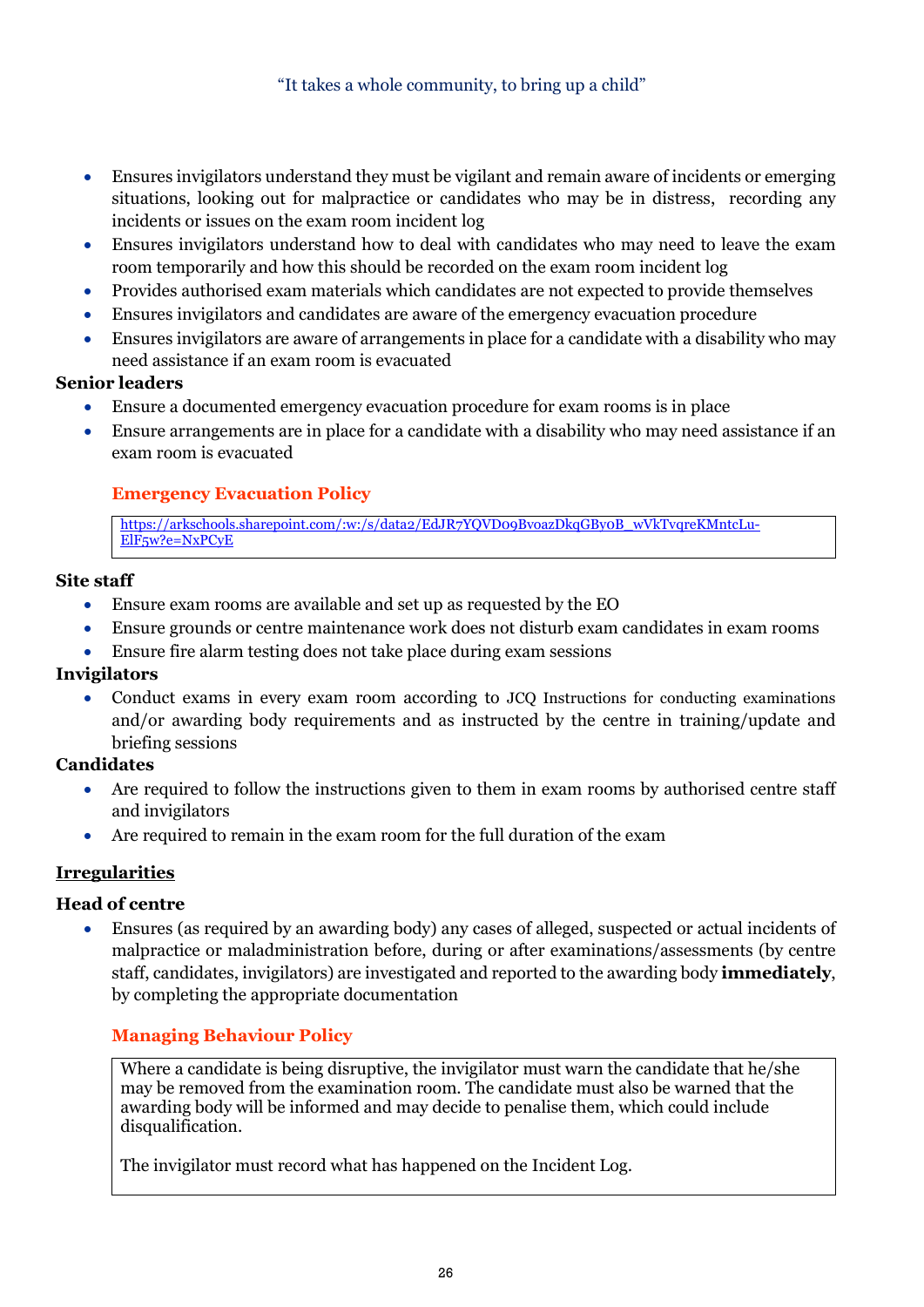- Ensures invigilators understand they must be vigilant and remain aware of incidents or emerging situations, looking out for malpractice or candidates who may be in distress, recording any incidents or issues on the exam room incident log
- Ensures invigilators understand how to deal with candidates who may need to leave the exam room temporarily and how this should be recorded on the exam room incident log
- Provides authorised exam materials which candidates are not expected to provide themselves
- Ensures invigilators and candidates are aware of the emergency evacuation procedure
- Ensures invigilators are aware of arrangements in place for a candidate with a disability who may need assistance if an exam room is evacuated

**Senior leaders**

- Ensure a documented emergency evacuation procedure for exam rooms is in place
- Ensure arrangements are in place for a candidate with a disability who may need assistance if an exam room is evacuated

**Emergency Evacuation Policy**

| https://arkschools.sharepoint.com/:w:/s/data2/EdJR7YQVD09BvoazDkqGBy0B_wVkTvqreKMntcLu-ElF5w?e=NxPCyE |
|---|

**Site staff**

- Ensure exam rooms are available and set up as requested by the EO
- Ensure grounds or centre maintenance work does not disturb exam candidates in exam rooms
- Ensure fire alarm testing does not take place during exam sessions

**Invigilators**

- Conduct exams in every exam room according to JCQ Instructions for conducting examinations and/or awarding body requirements and as instructed by the centre in training/update and briefing sessions

**Candidates**

- Are required to follow the instructions given to them in exam rooms by authorised centre staff and invigilators
- Are required to remain in the exam room for the full duration of the exam

## Irregularities

**Head of centre**

- Ensures (as required by an awarding body) any cases of alleged, suspected or actual incidents of malpractice or maladministration before, during or after examinations/assessments (by centre staff, candidates, invigilators) are investigated and reported to the awarding body **immediately**, by completing the appropriate documentation

**Managing Behaviour Policy**

| Where a candidate is being disruptive, the invigilator must warn the candidate that he/she may be removed from the examination room. The candidate must also be warned that the awarding body will be informed and may decide to penalise them, which could include disqualification.<br><br>The invigilator must record what has happened on the Incident Log. |
|---|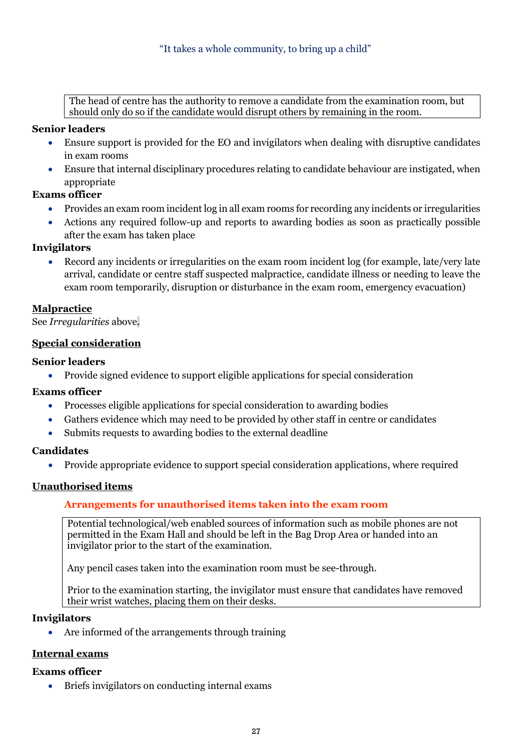The head of centre has the authority to remove a candidate from the examination room, but should only do so if the candidate would disrupt others by remaining in the room.

**Senior leaders**

- Ensure support is provided for the EO and invigilators when dealing with disruptive candidates in exam rooms
- Ensure that internal disciplinary procedures relating to candidate behaviour are instigated, when appropriate

**Exams officer**

- Provides an exam room incident log in all exam rooms for recording any incidents or irregularities
- Actions any required follow-up and reports to awarding bodies as soon as practically possible after the exam has taken place

**Invigilators**

- Record any incidents or irregularities on the exam room incident log (for example, late/very late arrival, candidate or centre staff suspected malpractice, candidate illness or needing to leave the exam room temporarily, disruption or disturbance in the exam room, emergency evacuation)

## Malpractice

See *Irregularities* above.

## Special consideration

**Senior leaders**

- Provide signed evidence to support eligible applications for special consideration

**Exams officer**

- Processes eligible applications for special consideration to awarding bodies
- Gathers evidence which may need to be provided by other staff in centre or candidates
- Submits requests to awarding bodies to the external deadline

**Candidates**

- Provide appropriate evidence to support special consideration applications, where required

## Unauthorised items

### Arrangements for unauthorised items taken into the exam room

Potential technological/web enabled sources of information such as mobile phones are not permitted in the Exam Hall and should be left in the Bag Drop Area or handed into an invigilator prior to the start of the examination.

Any pencil cases taken into the examination room must be see-through.

Prior to the examination starting, the invigilator must ensure that candidates have removed their wrist watches, placing them on their desks.

**Invigilators**

- Are informed of the arrangements through training

## Internal exams

**Exams officer**

- Briefs invigilators on conducting internal exams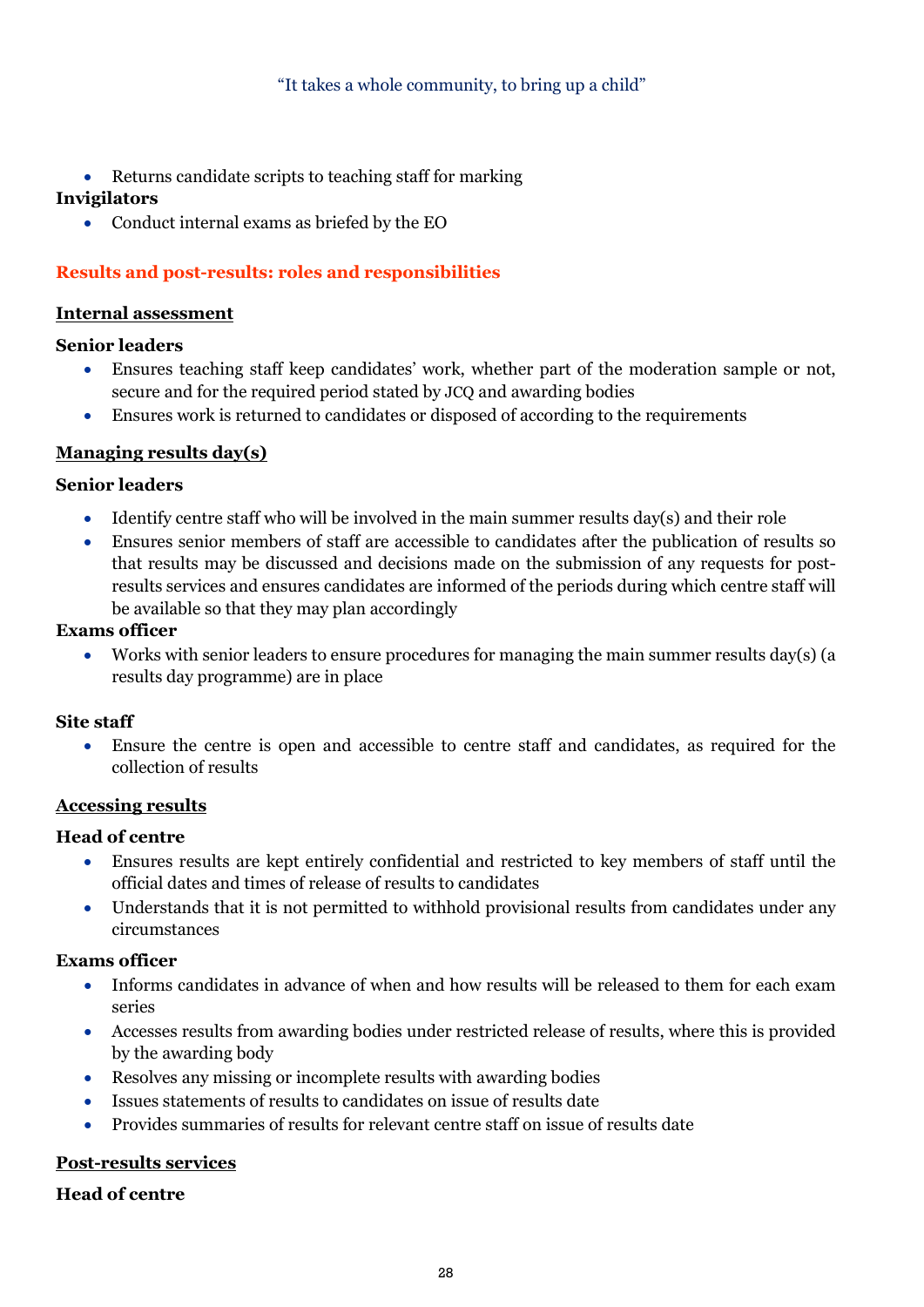- Returns candidate scripts to teaching staff for marking

**Invigilators**

- Conduct internal exams as briefed by the EO

## Results and post-results: roles and responsibilities

### Internal assessment

**Senior leaders**

- Ensures teaching staff keep candidates' work, whether part of the moderation sample or not, secure and for the required period stated by JCQ and awarding bodies
- Ensures work is returned to candidates or disposed of according to the requirements

### Managing results day(s)

**Senior leaders**

- Identify centre staff who will be involved in the main summer results day(s) and their role
- Ensures senior members of staff are accessible to candidates after the publication of results so that results may be discussed and decisions made on the submission of any requests for post-results services and ensures candidates are informed of the periods during which centre staff will be available so that they may plan accordingly

**Exams officer**

- Works with senior leaders to ensure procedures for managing the main summer results day(s) (a results day programme) are in place

**Site staff**

- Ensure the centre is open and accessible to centre staff and candidates, as required for the collection of results

### Accessing results

**Head of centre**

- Ensures results are kept entirely confidential and restricted to key members of staff until the official dates and times of release of results to candidates
- Understands that it is not permitted to withhold provisional results from candidates under any circumstances

**Exams officer**

- Informs candidates in advance of when and how results will be released to them for each exam series
- Accesses results from awarding bodies under restricted release of results, where this is provided by the awarding body
- Resolves any missing or incomplete results with awarding bodies
- Issues statements of results to candidates on issue of results date
- Provides summaries of results for relevant centre staff on issue of results date

### Post-results services

**Head of centre**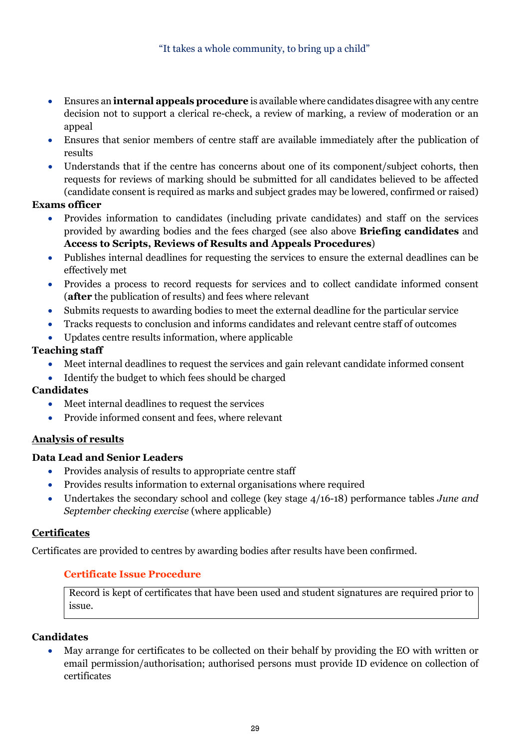- Ensures an **internal appeals procedure** is available where candidates disagree with any centre decision not to support a clerical re-check, a review of marking, a review of moderation or an appeal
- Ensures that senior members of centre staff are available immediately after the publication of results
- Understands that if the centre has concerns about one of its component/subject cohorts, then requests for reviews of marking should be submitted for all candidates believed to be affected (candidate consent is required as marks and subject grades may be lowered, confirmed or raised)

**Exams officer**

- Provides information to candidates (including private candidates) and staff on the services provided by awarding bodies and the fees charged (see also above **Briefing candidates** and **Access to Scripts, Reviews of Results and Appeals Procedures**)
- Publishes internal deadlines for requesting the services to ensure the external deadlines can be effectively met
- Provides a process to record requests for services and to collect candidate informed consent (**after** the publication of results) and fees where relevant
- Submits requests to awarding bodies to meet the external deadline for the particular service
- Tracks requests to conclusion and informs candidates and relevant centre staff of outcomes
- Updates centre results information, where applicable

**Teaching staff**

- Meet internal deadlines to request the services and gain relevant candidate informed consent
- Identify the budget to which fees should be charged

**Candidates**

- Meet internal deadlines to request the services
- Provide informed consent and fees, where relevant

## Analysis of results

**Data Lead and Senior Leaders**

- Provides analysis of results to appropriate centre staff
- Provides results information to external organisations where required
- Undertakes the secondary school and college (key stage 4/16-18) performance tables *June and September checking exercise* (where applicable)

## Certificates

Certificates are provided to centres by awarding bodies after results have been confirmed.

### Certificate Issue Procedure

Record is kept of certificates that have been used and student signatures are required prior to issue.

**Candidates**

- May arrange for certificates to be collected on their behalf by providing the EO with written or email permission/authorisation; authorised persons must provide ID evidence on collection of certificates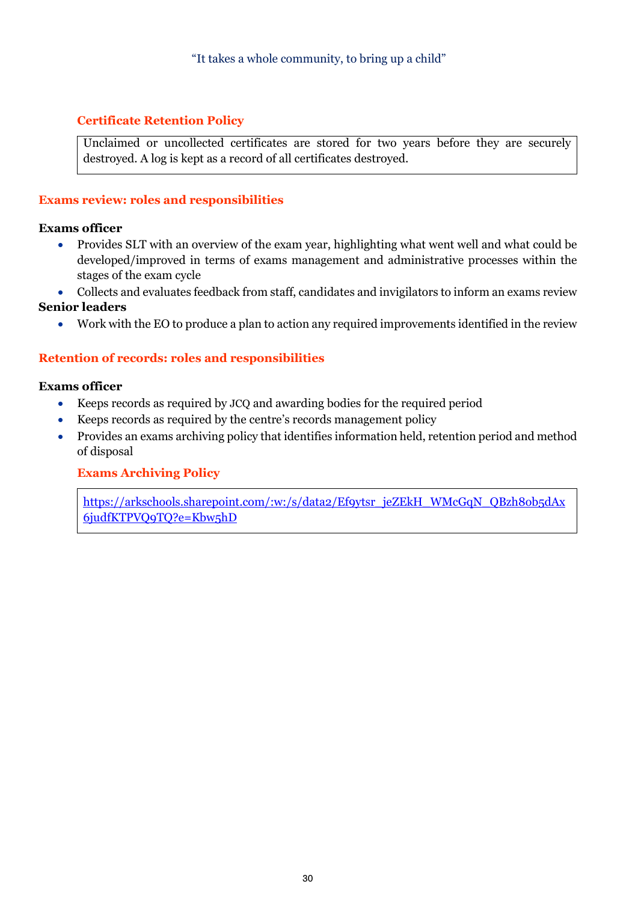"It takes a whole community, to bring up a child"

### Certificate Retention Policy

| |
|---|
| Unclaimed or uncollected certificates are stored for two years before they are securely destroyed. A log is kept as a record of all certificates destroyed. |

## Exams review: roles and responsibilities

**Exams officer**

- Provides SLT with an overview of the exam year, highlighting what went well and what could be developed/improved in terms of exams management and administrative processes within the stages of the exam cycle
- Collects and evaluates feedback from staff, candidates and invigilators to inform an exams review

**Senior leaders**

- Work with the EO to produce a plan to action any required improvements identified in the review

## Retention of records: roles and responsibilities

**Exams officer**

- Keeps records as required by JCQ and awarding bodies for the required period
- Keeps records as required by the centre's records management policy
- Provides an exams archiving policy that identifies information held, retention period and method of disposal

### Exams Archiving Policy

| |
|---|
| https://arkschools.sharepoint.com/:w:/s/data2/Ef9ytsr_jeZEkH_WMcGqN_QBzh8ob5dAx6judfKTPVQ9TQ?e=Kbw5hD |